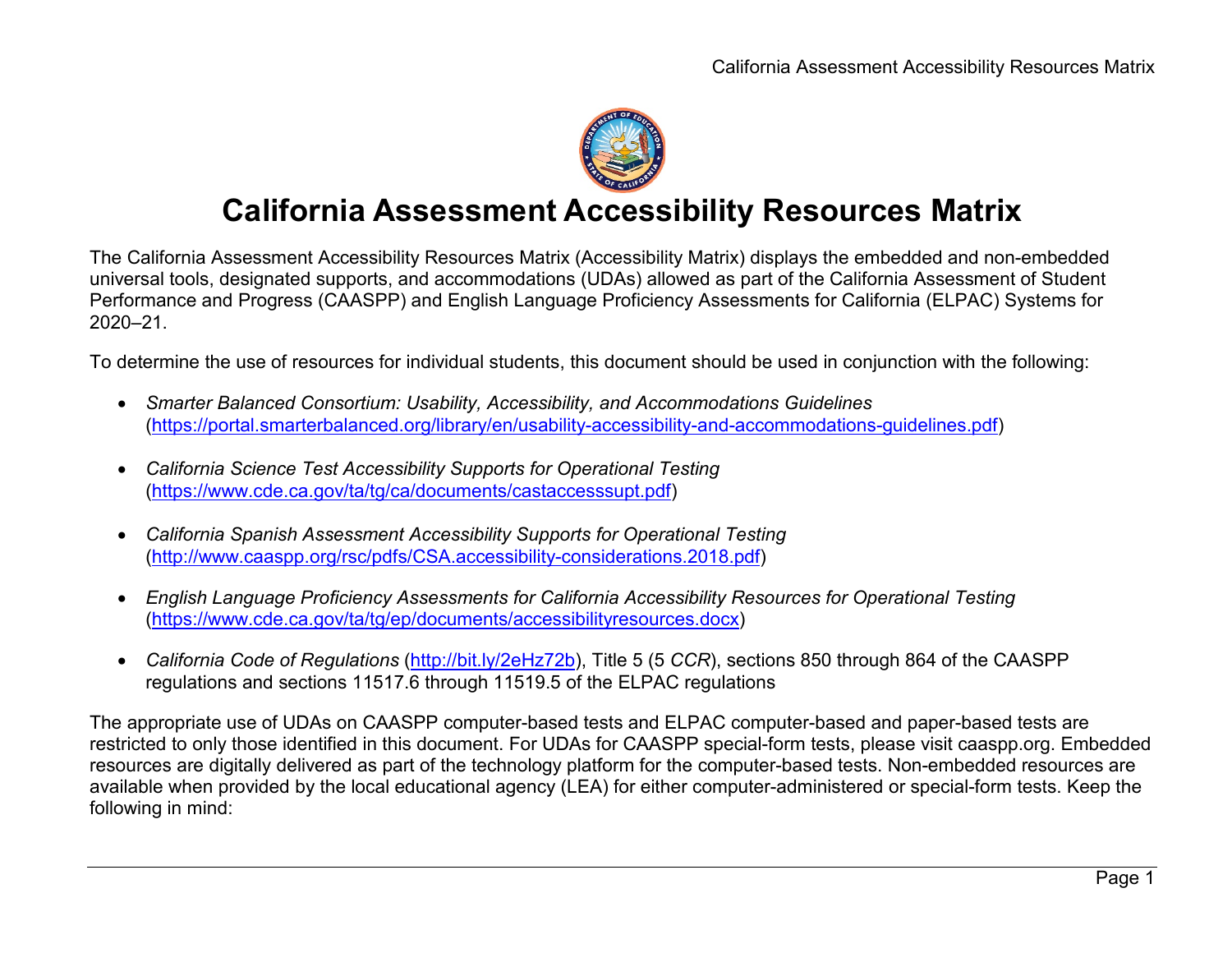# California Assessment Accessibility Resources Matrix

The California Assessment Accessibility Resources Matrix (Accessibility Matrix) displays the embedded and non-embedded universal tools, designated supports, and accommodations (UDAs) allowed as part of the California Assessment of Student Performance and Progress (CAASPP) and English Language Proficiency Assessments for California (ELPAC) Systems for 2020–21.

To determine the use of resources for individual students, this document should be used in conjunction with the following:

- *Smarter Balanced Consortium: Usability, Accessibility, and Accommodations Guidelines* (https://portal.smarterbalanced.org/library/en/usability-accessibility-and-accommodations-guidelines.pdf)
- *California Science Test Accessibility Supports for Operational Testing* (https://www.cde.ca.gov/ta/tg/ca/documents/castaccesssupt.pdf)
- *California Spanish Assessment Accessibility Supports for Operational Testing* (http://www.caaspp.org/rsc/pdfs/CSA.accessibility-considerations.2018.pdf)
- *English Language Proficiency Assessments for California Accessibility Resources for Operational Testing* (https://www.cde.ca.gov/ta/tg/ep/documents/accessibilityresources.docx)
- *California Code of Regulations* (http://bit.ly/2eHz72b), Title 5 (5 *CCR*), sections 850 through 864 of the CAASPP regulations and sections 11517.6 through 11519.5 of the ELPAC regulations

The appropriate use of UDAs on CAASPP computer-based tests and ELPAC computer-based and paper-based tests are restricted to only those identified in this document. For UDAs for CAASPP special-form tests, please visit caaspp.org. Embedded resources are digitally delivered as part of the technology platform for the computer-based tests. Non-embedded resources are available when provided by the local educational agency (LEA) for either computer-administered or special-form tests. Keep the following in mind: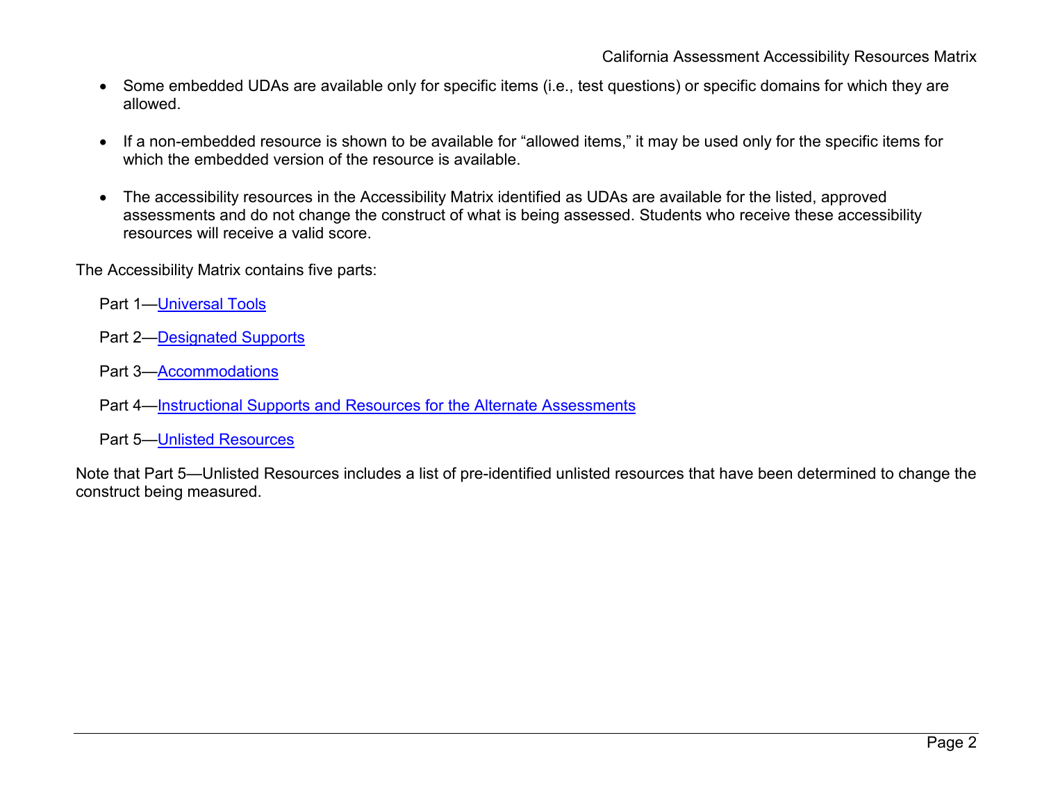- Some embedded UDAs are available only for specific items (i.e., test questions) or specific domains for which they are allowed.

- If a non-embedded resource is shown to be available for "allowed items," it may be used only for the specific items for which the embedded version of the resource is available.

- The accessibility resources in the Accessibility Matrix identified as UDAs are available for the listed, approved assessments and do not change the construct of what is being assessed. Students who receive these accessibility resources will receive a valid score.

The Accessibility Matrix contains five parts:

Part 1—Universal Tools

Part 2—Designated Supports

Part 3—Accommodations

Part 4—Instructional Supports and Resources for the Alternate Assessments

Part 5—Unlisted Resources

Note that Part 5—Unlisted Resources includes a list of pre-identified unlisted resources that have been determined to change the construct being measured.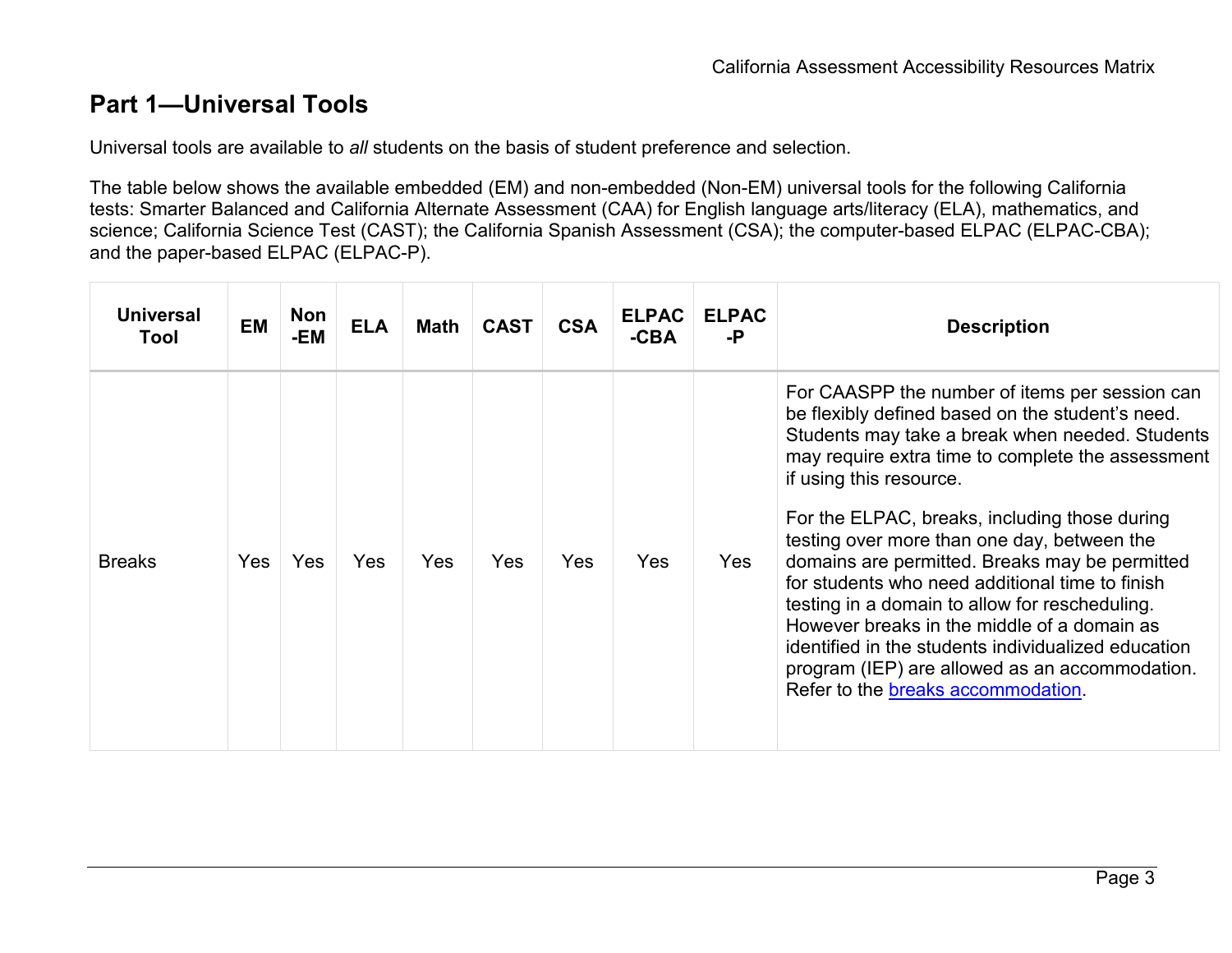## Part 1—Universal Tools

Universal tools are available to *all* students on the basis of student preference and selection.

The table below shows the available embedded (EM) and non-embedded (Non-EM) universal tools for the following California tests: Smarter Balanced and California Alternate Assessment (CAA) for English language arts/literacy (ELA), mathematics, and science; California Science Test (CAST); the California Spanish Assessment (CSA); the computer-based ELPAC (ELPAC-CBA); and the paper-based ELPAC (ELPAC-P).

| Universal Tool | EM | Non-EM | ELA | Math | CAST | CSA | ELPAC-CBA | ELPAC-P | Description |
|---|---|---|---|---|---|---|---|---|---|
| Breaks | Yes | Yes | Yes | Yes | Yes | Yes | Yes | Yes | For CAASPP the number of items per session can be flexibly defined based on the student's need. Students may take a break when needed. Students may require extra time to complete the assessment if using this resource.<br><br>For the ELPAC, breaks, including those during testing over more than one day, between the domains are permitted. Breaks may be permitted for students who need additional time to finish testing in a domain to allow for rescheduling. However breaks in the middle of a domain as identified in the students individualized education program (IEP) are allowed as an accommodation. Refer to the [breaks accommodation](). |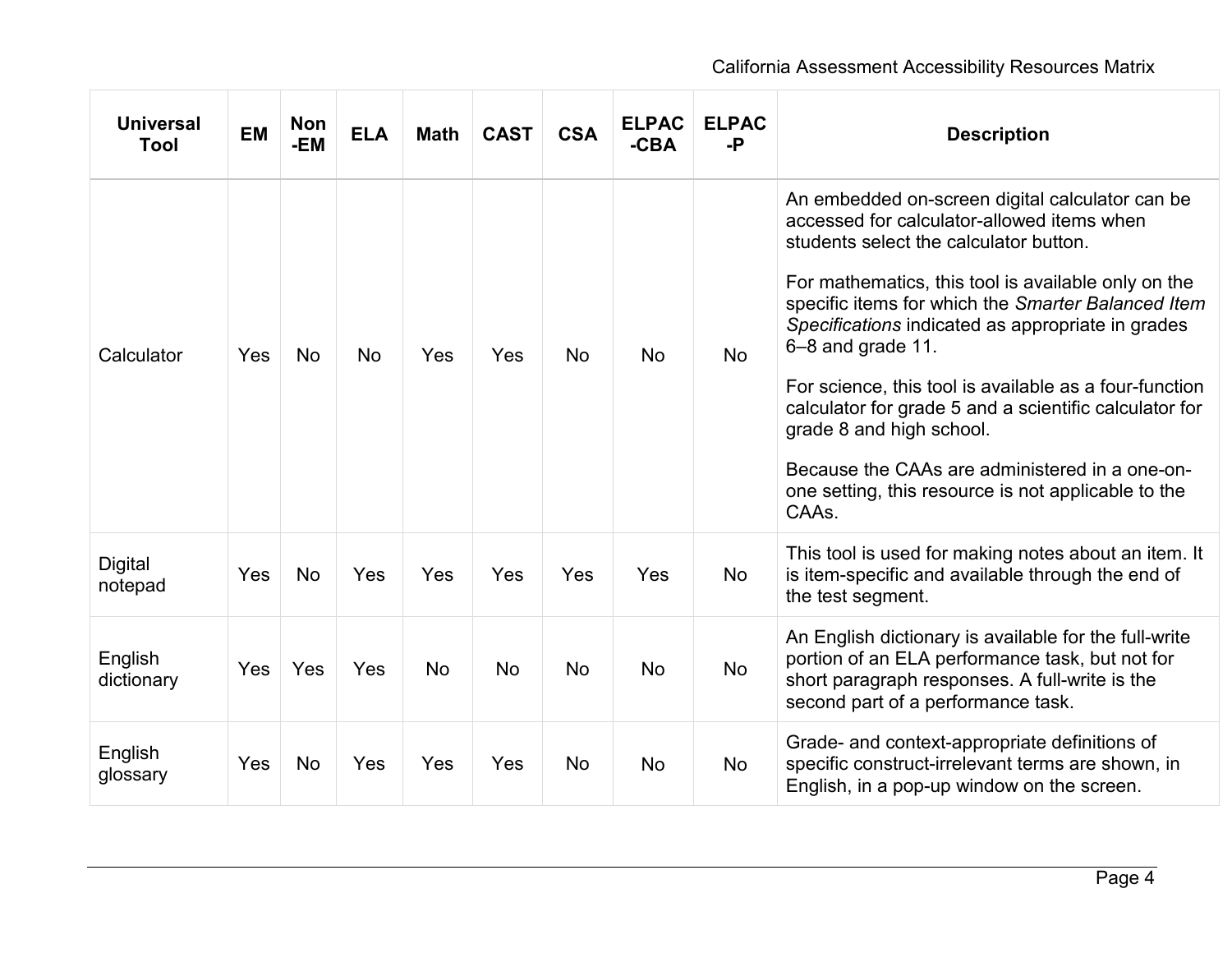| Universal Tool | EM | Non-EM | ELA | Math | CAST | CSA | ELPAC-CBA | ELPAC-P | Description |
|---|---|---|---|---|---|---|---|---|---|
| Calculator | Yes | No | No | Yes | Yes | No | No | No | An embedded on-screen digital calculator can be accessed for calculator-allowed items when students select the calculator button.<br><br>For mathematics, this tool is available only on the specific items for which the *Smarter Balanced Item Specifications* indicated as appropriate in grades 6–8 and grade 11.<br><br>For science, this tool is available as a four-function calculator for grade 5 and a scientific calculator for grade 8 and high school.<br><br>Because the CAAs are administered in a one-on-one setting, this resource is not applicable to the CAAs. |
| Digital notepad | Yes | No | Yes | Yes | Yes | Yes | Yes | No | This tool is used for making notes about an item. It is item-specific and available through the end of the test segment. |
| English dictionary | Yes | Yes | Yes | No | No | No | No | No | An English dictionary is available for the full-write portion of an ELA performance task, but not for short paragraph responses. A full-write is the second part of a performance task. |
| English glossary | Yes | No | Yes | Yes | Yes | No | No | No | Grade- and context-appropriate definitions of specific construct-irrelevant terms are shown, in English, in a pop-up window on the screen. |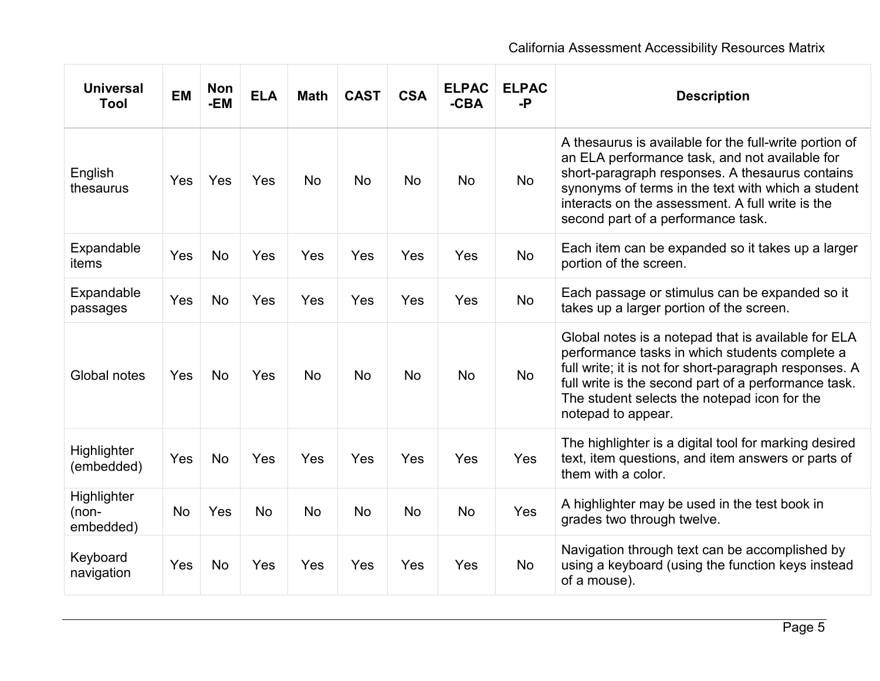| Universal Tool | EM | Non-EM | ELA | Math | CAST | CSA | ELPAC-CBA | ELPAC-P | Description |
|---|---|---|---|---|---|---|---|---|---|
| English thesaurus | Yes | Yes | Yes | No | No | No | No | No | A thesaurus is available for the full-write portion of an ELA performance task, and not available for short-paragraph responses. A thesaurus contains synonyms of terms in the text with which a student interacts on the assessment. A full write is the second part of a performance task. |
| Expandable items | Yes | No | Yes | Yes | Yes | Yes | Yes | No | Each item can be expanded so it takes up a larger portion of the screen. |
| Expandable passages | Yes | No | Yes | Yes | Yes | Yes | Yes | No | Each passage or stimulus can be expanded so it takes up a larger portion of the screen. |
| Global notes | Yes | No | Yes | No | No | No | No | No | Global notes is a notepad that is available for ELA performance tasks in which students complete a full write; it is not for short-paragraph responses. A full write is the second part of a performance task. The student selects the notepad icon for the notepad to appear. |
| Highlighter (embedded) | Yes | No | Yes | Yes | Yes | Yes | Yes | Yes | The highlighter is a digital tool for marking desired text, item questions, and item answers or parts of them with a color. |
| Highlighter (non-embedded) | No | Yes | No | No | No | No | No | Yes | A highlighter may be used in the test book in grades two through twelve. |
| Keyboard navigation | Yes | No | Yes | Yes | Yes | Yes | Yes | No | Navigation through text can be accomplished by using a keyboard (using the function keys instead of a mouse). |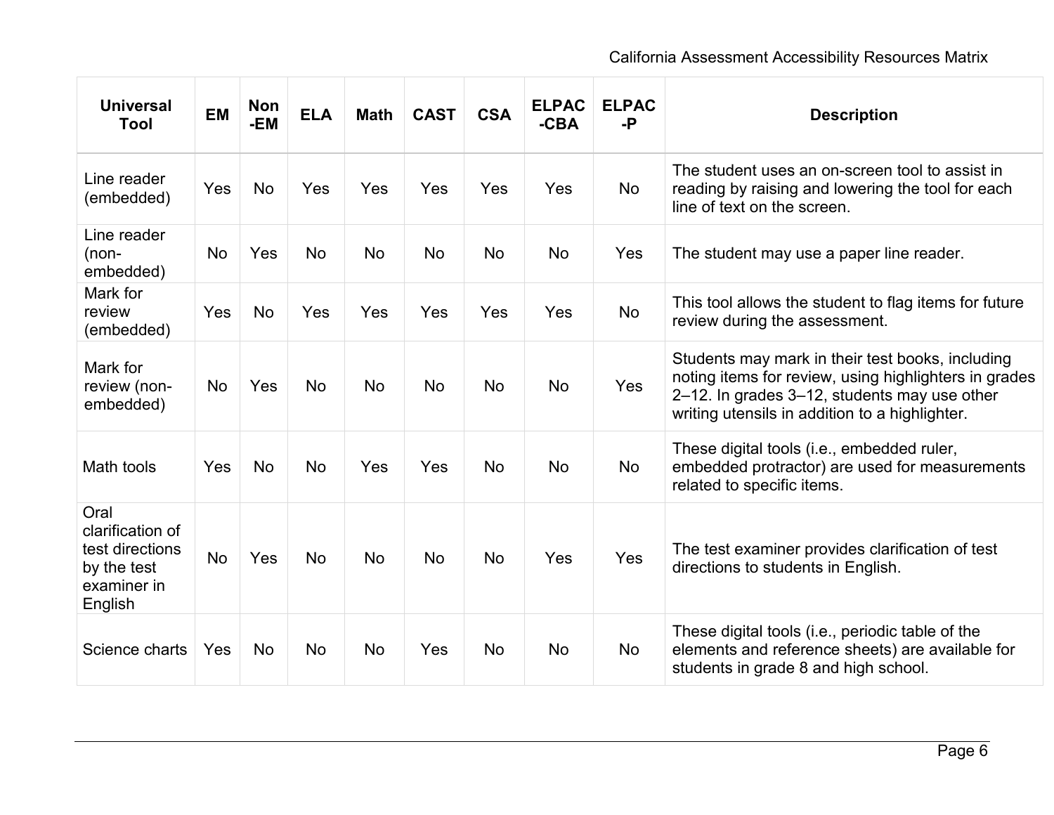| Universal Tool | EM | Non-EM | ELA | Math | CAST | CSA | ELPAC-CBA | ELPAC-P | Description |
|---|---|---|---|---|---|---|---|---|---|
| Line reader (embedded) | Yes | No | Yes | Yes | Yes | Yes | Yes | No | The student uses an on-screen tool to assist in reading by raising and lowering the tool for each line of text on the screen. |
| Line reader (non-embedded) | No | Yes | No | No | No | No | No | Yes | The student may use a paper line reader. |
| Mark for review (embedded) | Yes | No | Yes | Yes | Yes | Yes | Yes | No | This tool allows the student to flag items for future review during the assessment. |
| Mark for review (non-embedded) | No | Yes | No | No | No | No | No | Yes | Students may mark in their test books, including noting items for review, using highlighters in grades 2–12. In grades 3–12, students may use other writing utensils in addition to a highlighter. |
| Math tools | Yes | No | No | Yes | Yes | No | No | No | These digital tools (i.e., embedded ruler, embedded protractor) are used for measurements related to specific items. |
| Oral clarification of test directions by the test examiner in English | No | Yes | No | No | No | No | Yes | Yes | The test examiner provides clarification of test directions to students in English. |
| Science charts | Yes | No | No | No | Yes | No | No | No | These digital tools (i.e., periodic table of the elements and reference sheets) are available for students in grade 8 and high school. |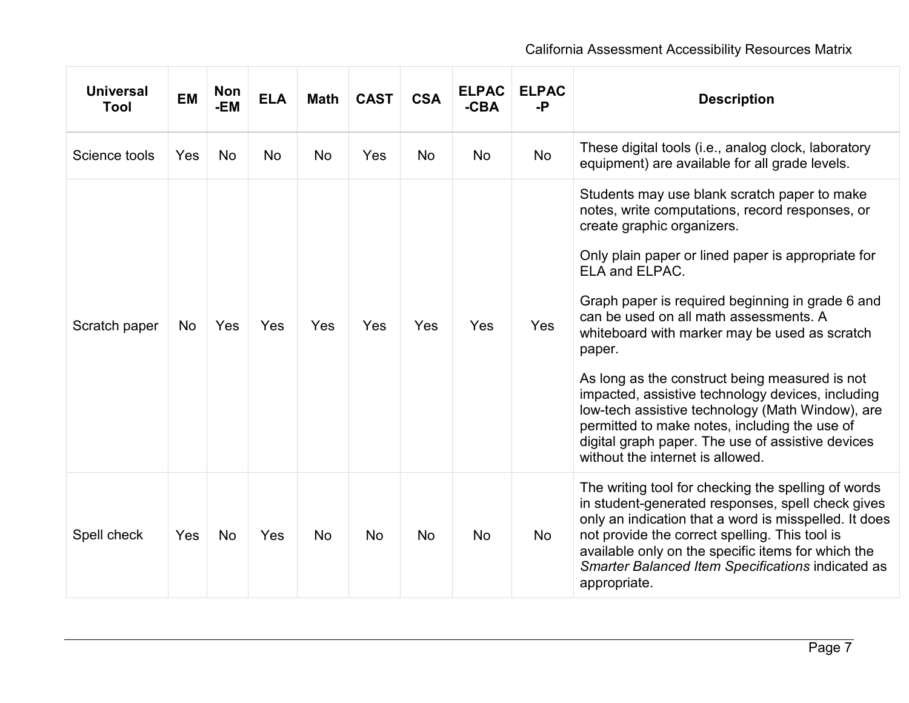| Universal Tool | EM | Non-EM | ELA | Math | CAST | CSA | ELPAC-CBA | ELPAC-P | Description |
|---|---|---|---|---|---|---|---|---|---|
| Science tools | Yes | No | No | No | Yes | No | No | No | These digital tools (i.e., analog clock, laboratory equipment) are available for all grade levels. |
| Scratch paper | No | Yes | Yes | Yes | Yes | Yes | Yes | Yes | Students may use blank scratch paper to make notes, write computations, record responses, or create graphic organizers.<br><br>Only plain paper or lined paper is appropriate for ELA and ELPAC.<br><br>Graph paper is required beginning in grade 6 and can be used on all math assessments. A whiteboard with marker may be used as scratch paper.<br><br>As long as the construct being measured is not impacted, assistive technology devices, including low-tech assistive technology (Math Window), are permitted to make notes, including the use of digital graph paper. The use of assistive devices without the internet is allowed. |
| Spell check | Yes | No | Yes | No | No | No | No | No | The writing tool for checking the spelling of words in student-generated responses, spell check gives only an indication that a word is misspelled. It does not provide the correct spelling. This tool is available only on the specific items for which the *Smarter Balanced Item Specifications* indicated as appropriate. |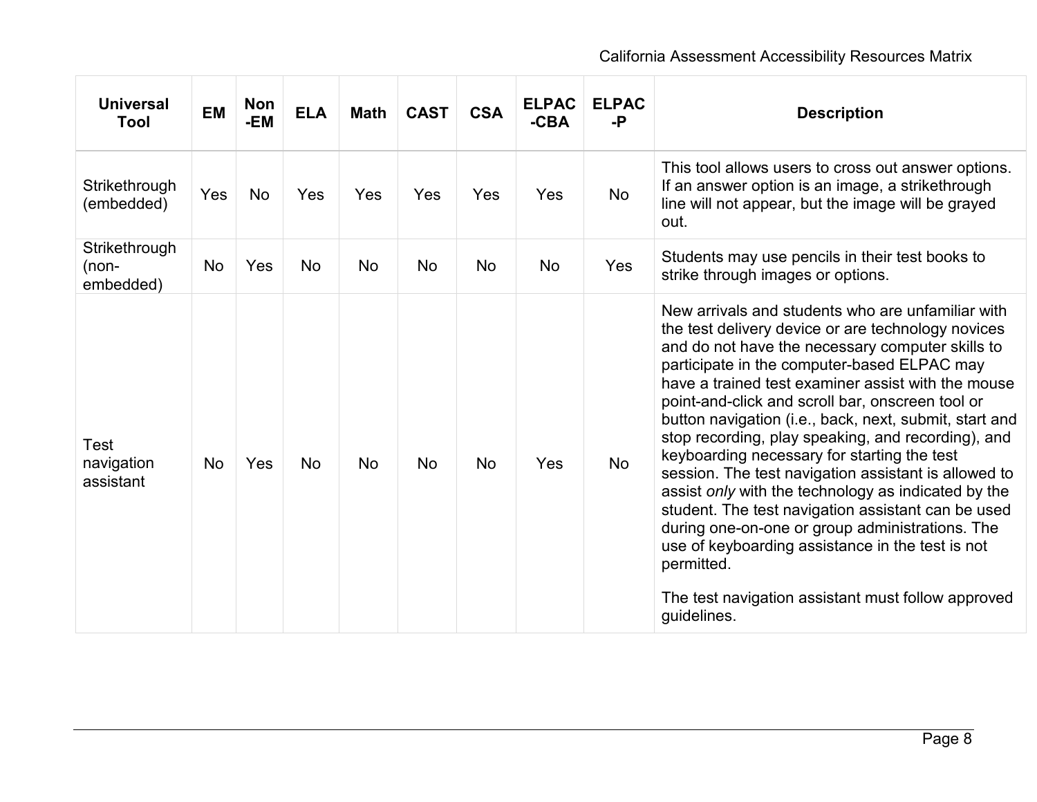| Universal Tool | EM | Non-EM | ELA | Math | CAST | CSA | ELPAC-CBA | ELPAC-P | Description |
|---|---|---|---|---|---|---|---|---|---|
| Strikethrough (embedded) | Yes | No | Yes | Yes | Yes | Yes | Yes | No | This tool allows users to cross out answer options. If an answer option is an image, a strikethrough line will not appear, but the image will be grayed out. |
| Strikethrough (non-embedded) | No | Yes | No | No | No | No | No | Yes | Students may use pencils in their test books to strike through images or options. |
| Test navigation assistant | No | Yes | No | No | No | No | Yes | No | New arrivals and students who are unfamiliar with the test delivery device or are technology novices and do not have the necessary computer skills to participate in the computer-based ELPAC may have a trained test examiner assist with the mouse point-and-click and scroll bar, onscreen tool or button navigation (i.e., back, next, submit, start and stop recording, play speaking, and recording), and keyboarding necessary for starting the test session. The test navigation assistant is allowed to assist *only* with the technology as indicated by the student. The test navigation assistant can be used during one-on-one or group administrations. The use of keyboarding assistance in the test is not permitted.<br><br>The test navigation assistant must follow approved guidelines. |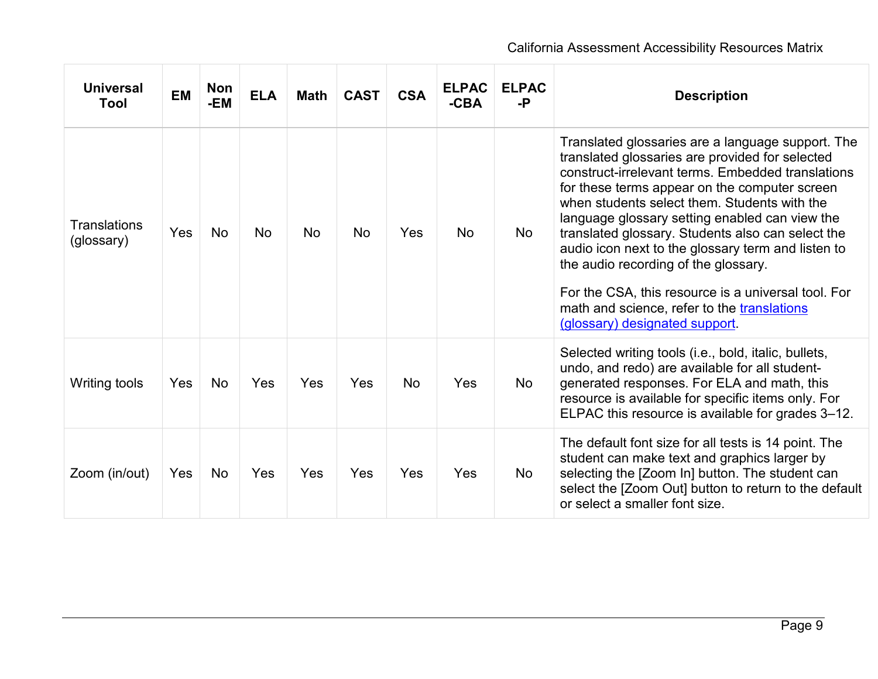| Universal Tool | EM | Non-EM | ELA | Math | CAST | CSA | ELPAC-CBA | ELPAC-P | Description |
|---|---|---|---|---|---|---|---|---|---|
| Translations (glossary) | Yes | No | No | No | No | Yes | No | No | Translated glossaries are a language support. The translated glossaries are provided for selected construct-irrelevant terms. Embedded translations for these terms appear on the computer screen when students select them. Students with the language glossary setting enabled can view the translated glossary. Students also can select the audio icon next to the glossary term and listen to the audio recording of the glossary.<br><br>For the CSA, this resource is a universal tool. For math and science, refer to the translations (glossary) designated support. |
| Writing tools | Yes | No | Yes | Yes | Yes | No | Yes | No | Selected writing tools (i.e., bold, italic, bullets, undo, and redo) are available for all student-generated responses. For ELA and math, this resource is available for specific items only. For ELPAC this resource is available for grades 3–12. |
| Zoom (in/out) | Yes | No | Yes | Yes | Yes | Yes | Yes | No | The default font size for all tests is 14 point. The student can make text and graphics larger by selecting the [Zoom In] button. The student can select the [Zoom Out] button to return to the default or select a smaller font size. |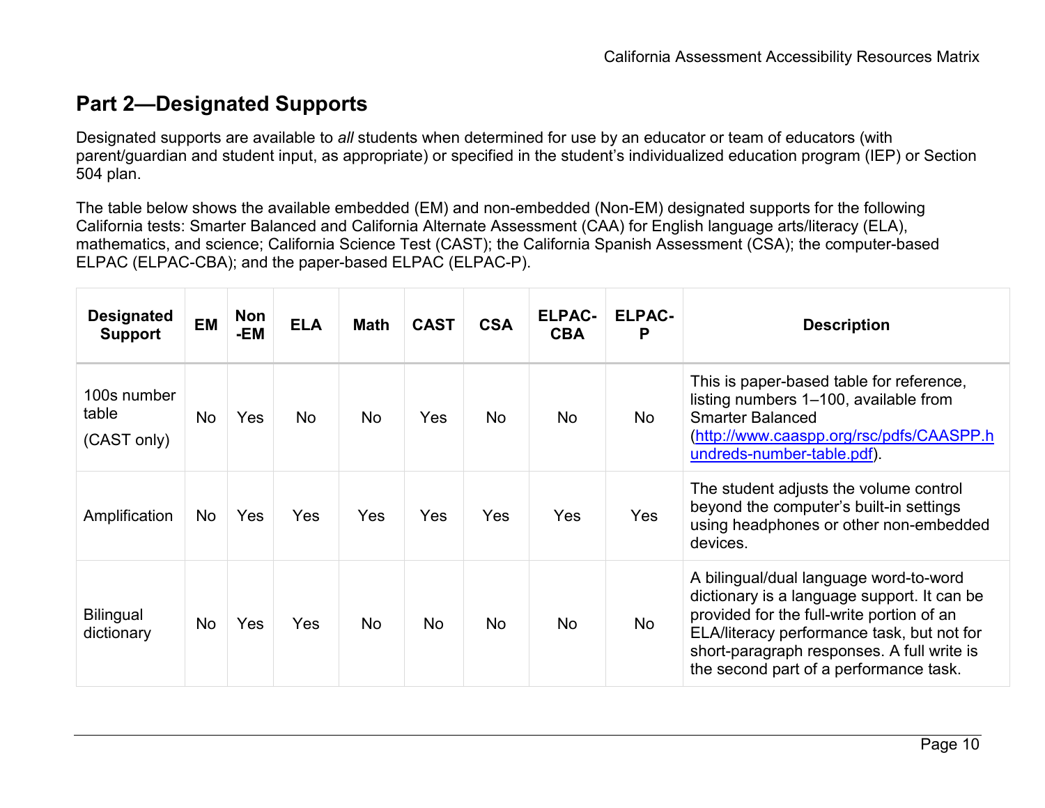## Part 2—Designated Supports

Designated supports are available to *all* students when determined for use by an educator or team of educators (with parent/guardian and student input, as appropriate) or specified in the student's individualized education program (IEP) or Section 504 plan.

The table below shows the available embedded (EM) and non-embedded (Non-EM) designated supports for the following California tests: Smarter Balanced and California Alternate Assessment (CAA) for English language arts/literacy (ELA), mathematics, and science; California Science Test (CAST); the California Spanish Assessment (CSA); the computer-based ELPAC (ELPAC-CBA); and the paper-based ELPAC (ELPAC-P).

| Designated Support | EM | Non-EM | ELA | Math | CAST | CSA | ELPAC-CBA | ELPAC-P | Description |
|---|---|---|---|---|---|---|---|---|---|
| 100s number table (CAST only) | No | Yes | No | No | Yes | No | No | No | This is paper-based table for reference, listing numbers 1–100, available from Smarter Balanced ([http://www.caaspp.org/rsc/pdfs/CAASPP.hundreds-number-table.pdf](http://www.caaspp.org/rsc/pdfs/CAASPP.hundreds-number-table.pdf)). |
| Amplification | No | Yes | Yes | Yes | Yes | Yes | Yes | Yes | The student adjusts the volume control beyond the computer's built-in settings using headphones or other non-embedded devices. |
| Bilingual dictionary | No | Yes | Yes | No | No | No | No | No | A bilingual/dual language word-to-word dictionary is a language support. It can be provided for the full-write portion of an ELA/literacy performance task, but not for short-paragraph responses. A full write is the second part of a performance task. |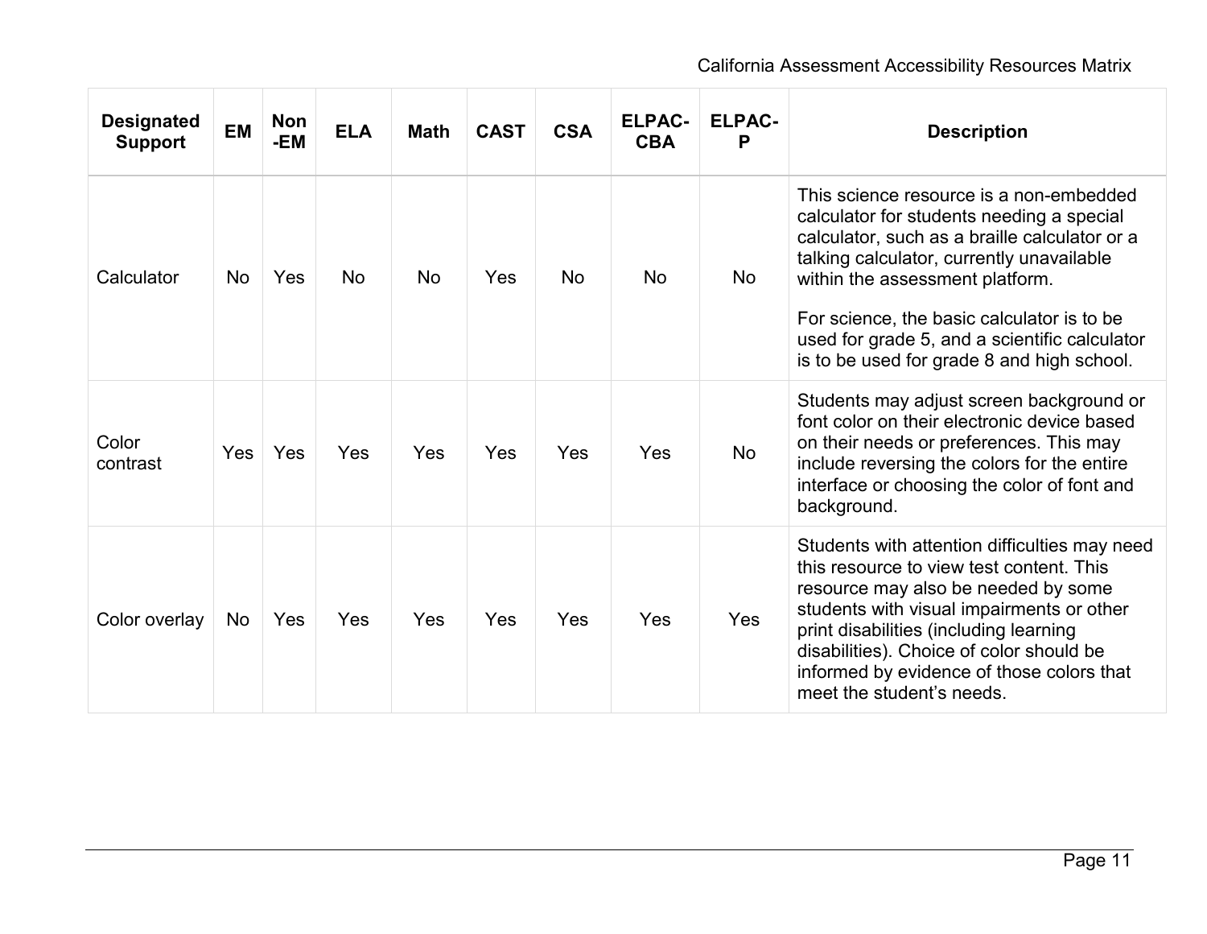| Designated Support | EM | Non-EM | ELA | Math | CAST | CSA | ELPAC-CBA | ELPAC-P | Description |
|---|---|---|---|---|---|---|---|---|---|
| Calculator | No | Yes | No | No | Yes | No | No | No | This science resource is a non-embedded calculator for students needing a special calculator, such as a braille calculator or a talking calculator, currently unavailable within the assessment platform.<br><br>For science, the basic calculator is to be used for grade 5, and a scientific calculator is to be used for grade 8 and high school. |
| Color contrast | Yes | Yes | Yes | Yes | Yes | Yes | Yes | No | Students may adjust screen background or font color on their electronic device based on their needs or preferences. This may include reversing the colors for the entire interface or choosing the color of font and background. |
| Color overlay | No | Yes | Yes | Yes | Yes | Yes | Yes | Yes | Students with attention difficulties may need this resource to view test content. This resource may also be needed by some students with visual impairments or other print disabilities (including learning disabilities). Choice of color should be informed by evidence of those colors that meet the student's needs. |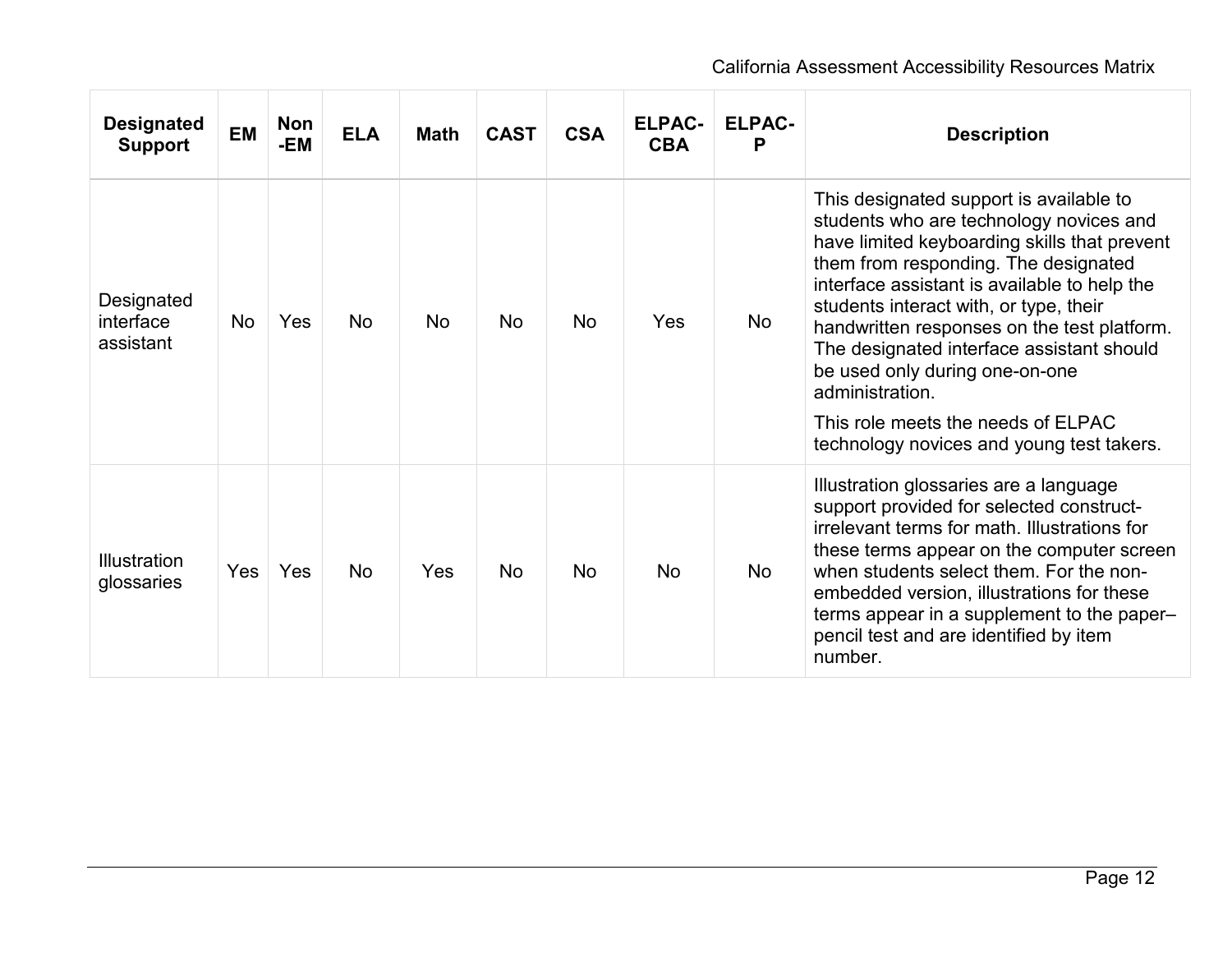| Designated Support | EM | Non-EM | ELA | Math | CAST | CSA | ELPAC-CBA | ELPAC-P | Description |
|---|---|---|---|---|---|---|---|---|---|
| Designated interface assistant | No | Yes | No | No | No | No | Yes | No | This designated support is available to students who are technology novices and have limited keyboarding skills that prevent them from responding. The designated interface assistant is available to help the students interact with, or type, their handwritten responses on the test platform. The designated interface assistant should be used only during one-on-one administration.<br><br>This role meets the needs of ELPAC technology novices and young test takers. |
| Illustration glossaries | Yes | Yes | No | Yes | No | No | No | No | Illustration glossaries are a language support provided for selected construct-irrelevant terms for math. Illustrations for these terms appear on the computer screen when students select them. For the non-embedded version, illustrations for these terms appear in a supplement to the paper–pencil test and are identified by item number. |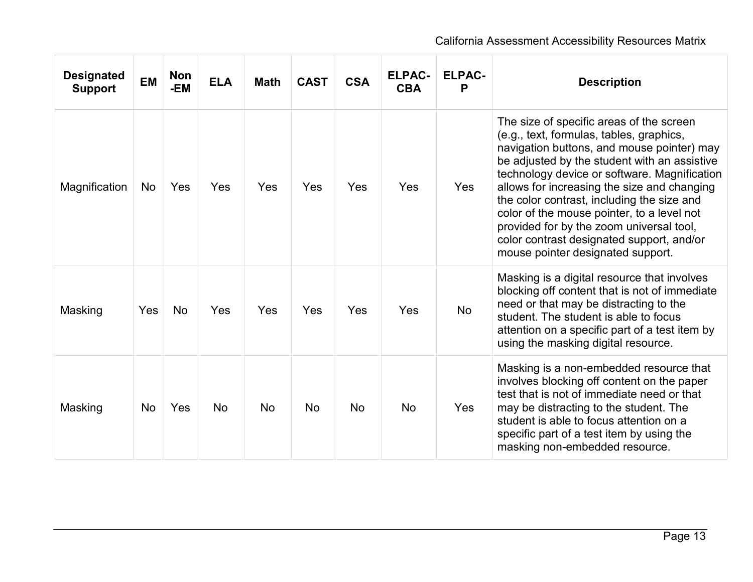| Designated Support | EM | Non-EM | ELA | Math | CAST | CSA | ELPAC-CBA | ELPAC-P | Description |
|---|---|---|---|---|---|---|---|---|---|
| Magnification | No | Yes | Yes | Yes | Yes | Yes | Yes | Yes | The size of specific areas of the screen (e.g., text, formulas, tables, graphics, navigation buttons, and mouse pointer) may be adjusted by the student with an assistive technology device or software. Magnification allows for increasing the size and changing the color contrast, including the size and color of the mouse pointer, to a level not provided for by the zoom universal tool, color contrast designated support, and/or mouse pointer designated support. |
| Masking | Yes | No | Yes | Yes | Yes | Yes | Yes | No | Masking is a digital resource that involves blocking off content that is not of immediate need or that may be distracting to the student. The student is able to focus attention on a specific part of a test item by using the masking digital resource. |
| Masking | No | Yes | No | No | No | No | No | Yes | Masking is a non-embedded resource that involves blocking off content on the paper test that is not of immediate need or that may be distracting to the student. The student is able to focus attention on a specific part of a test item by using the masking non-embedded resource. |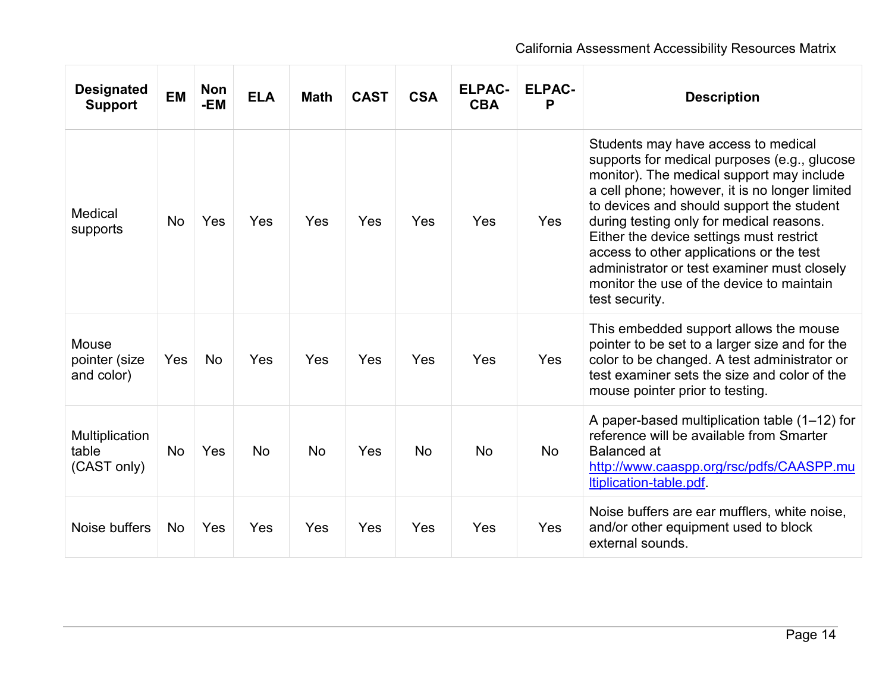| Designated Support | EM | Non-EM | ELA | Math | CAST | CSA | ELPAC-CBA | ELPAC-P | Description |
|---|---|---|---|---|---|---|---|---|---|
| Medical supports | No | Yes | Yes | Yes | Yes | Yes | Yes | Yes | Students may have access to medical supports for medical purposes (e.g., glucose monitor). The medical support may include a cell phone; however, it is no longer limited to devices and should support the student during testing only for medical reasons. Either the device settings must restrict access to other applications or the test administrator or test examiner must closely monitor the use of the device to maintain test security. |
| Mouse pointer (size and color) | Yes | No | Yes | Yes | Yes | Yes | Yes | Yes | This embedded support allows the mouse pointer to be set to a larger size and for the color to be changed. A test administrator or test examiner sets the size and color of the mouse pointer prior to testing. |
| Multiplication table (CAST only) | No | Yes | No | No | Yes | No | No | No | A paper-based multiplication table (1–12) for reference will be available from Smarter Balanced at [http://www.caaspp.org/rsc/pdfs/CAASPP.multiplication-table.pdf](http://www.caaspp.org/rsc/pdfs/CAASPP.multiplication-table.pdf). |
| Noise buffers | No | Yes | Yes | Yes | Yes | Yes | Yes | Yes | Noise buffers are ear mufflers, white noise, and/or other equipment used to block external sounds. |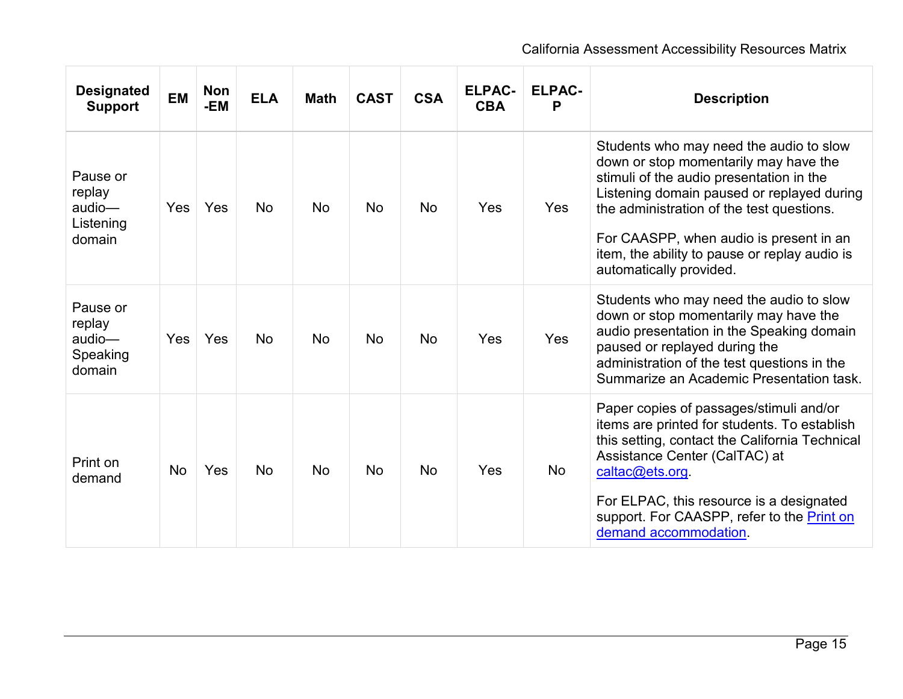| Designated Support | EM | Non-EM | ELA | Math | CAST | CSA | ELPAC-CBA | ELPAC-P | Description |
|---|---|---|---|---|---|---|---|---|---|
| Pause or replay audio—Listening domain | Yes | Yes | No | No | No | No | Yes | Yes | Students who may need the audio to slow down or stop momentarily may have the stimuli of the audio presentation in the Listening domain paused or replayed during the administration of the test questions.<br><br>For CAASPP, when audio is present in an item, the ability to pause or replay audio is automatically provided. |
| Pause or replay audio—Speaking domain | Yes | Yes | No | No | No | No | Yes | Yes | Students who may need the audio to slow down or stop momentarily may have the audio presentation in the Speaking domain paused or replayed during the administration of the test questions in the Summarize an Academic Presentation task. |
| Print on demand | No | Yes | No | No | No | No | Yes | No | Paper copies of passages/stimuli and/or items are printed for students. To establish this setting, contact the California Technical Assistance Center (CalTAC) at caltac@ets.org.<br><br>For ELPAC, this resource is a designated support. For CAASPP, refer to the Print on demand accommodation. |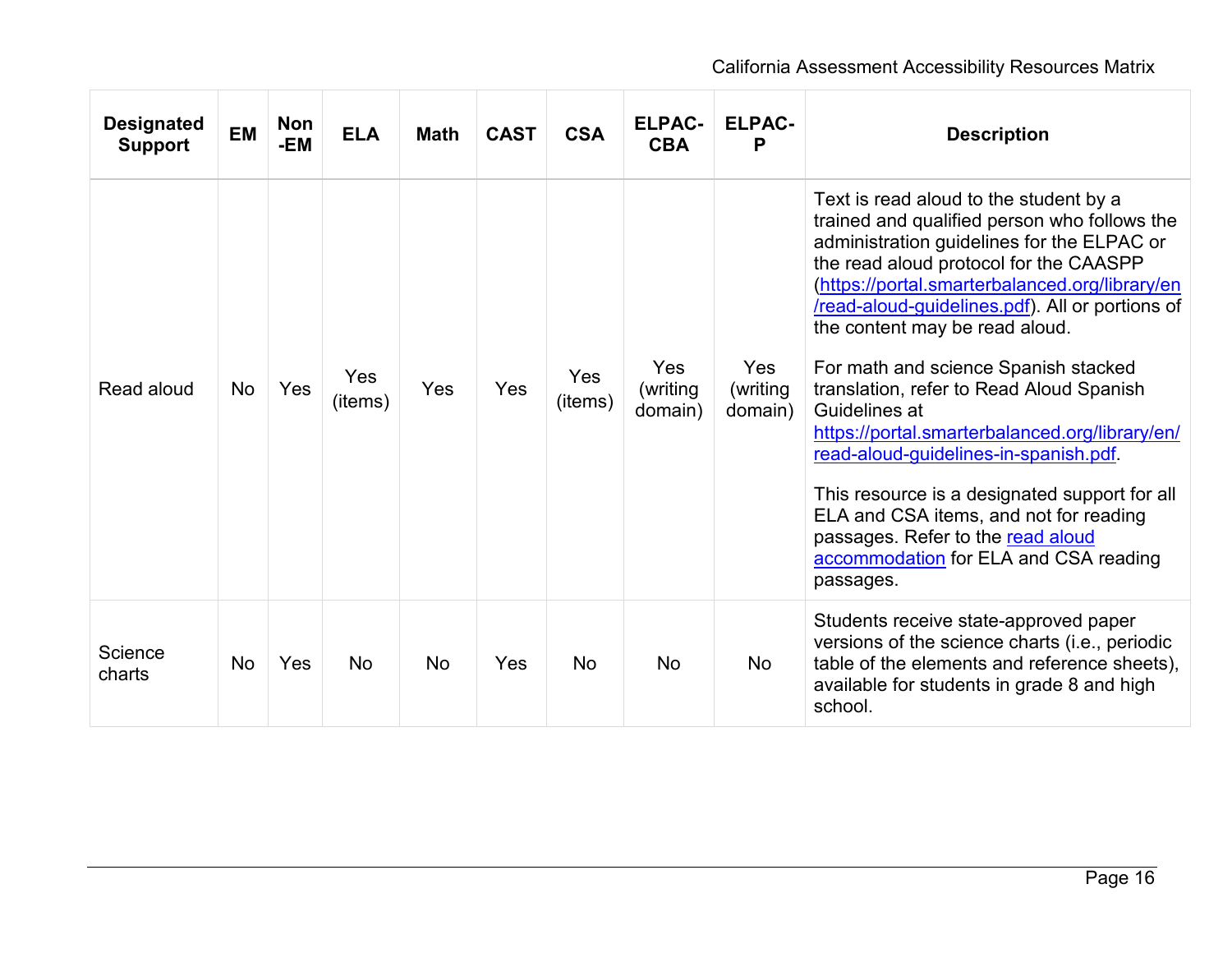| Designated Support | EM | Non-EM | ELA | Math | CAST | CSA | ELPAC-CBA | ELPAC-P | Description |
|---|---|---|---|---|---|---|---|---|---|
| Read aloud | No | Yes | Yes (items) | Yes | Yes | Yes (items) | Yes (writing domain) | Yes (writing domain) | Text is read aloud to the student by a trained and qualified person who follows the administration guidelines for the ELPAC or the read aloud protocol for the CAASPP (https://portal.smarterbalanced.org/library/en/read-aloud-guidelines.pdf). All or portions of the content may be read aloud.<br><br>For math and science Spanish stacked translation, refer to Read Aloud Spanish Guidelines at https://portal.smarterbalanced.org/library/en/read-aloud-guidelines-in-spanish.pdf.<br><br>This resource is a designated support for all ELA and CSA items, and not for reading passages. Refer to the read aloud accommodation for ELA and CSA reading passages. |
| Science charts | No | Yes | No | No | Yes | No | No | No | Students receive state-approved paper versions of the science charts (i.e., periodic table of the elements and reference sheets), available for students in grade 8 and high school. |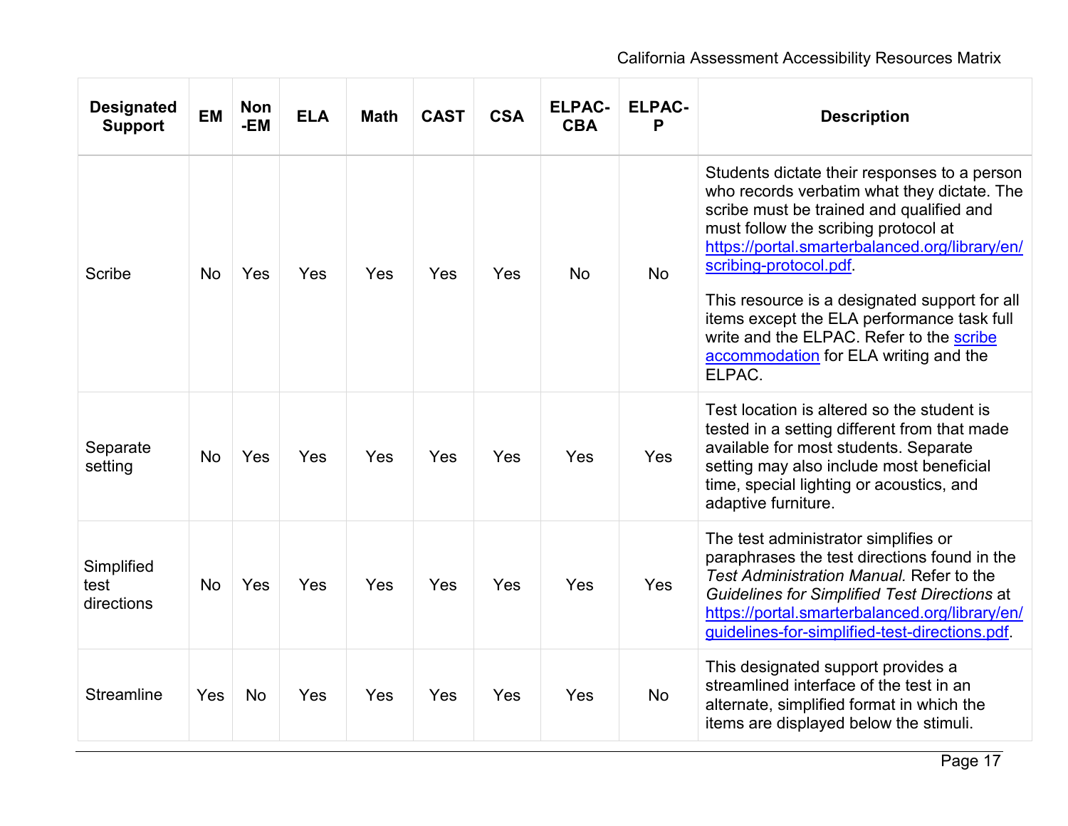| Designated Support | EM | Non-EM | ELA | Math | CAST | CSA | ELPAC-CBA | ELPAC-P | Description |
|---|---|---|---|---|---|---|---|---|---|
| Scribe | No | Yes | Yes | Yes | Yes | Yes | No | No | Students dictate their responses to a person who records verbatim what they dictate. The scribe must be trained and qualified and must follow the scribing protocol at https://portal.smarterbalanced.org/library/en/scribing-protocol.pdf.<br><br>This resource is a designated support for all items except the ELA performance task full write and the ELPAC. Refer to the scribe accommodation for ELA writing and the ELPAC. |
| Separate setting | No | Yes | Yes | Yes | Yes | Yes | Yes | Yes | Test location is altered so the student is tested in a setting different from that made available for most students. Separate setting may also include most beneficial time, special lighting or acoustics, and adaptive furniture. |
| Simplified test directions | No | Yes | Yes | Yes | Yes | Yes | Yes | Yes | The test administrator simplifies or paraphrases the test directions found in the *Test Administration Manual.* Refer to the *Guidelines for Simplified Test Directions* at https://portal.smarterbalanced.org/library/en/guidelines-for-simplified-test-directions.pdf. |
| Streamline | Yes | No | Yes | Yes | Yes | Yes | Yes | No | This designated support provides a streamlined interface of the test in an alternate, simplified format in which the items are displayed below the stimuli. |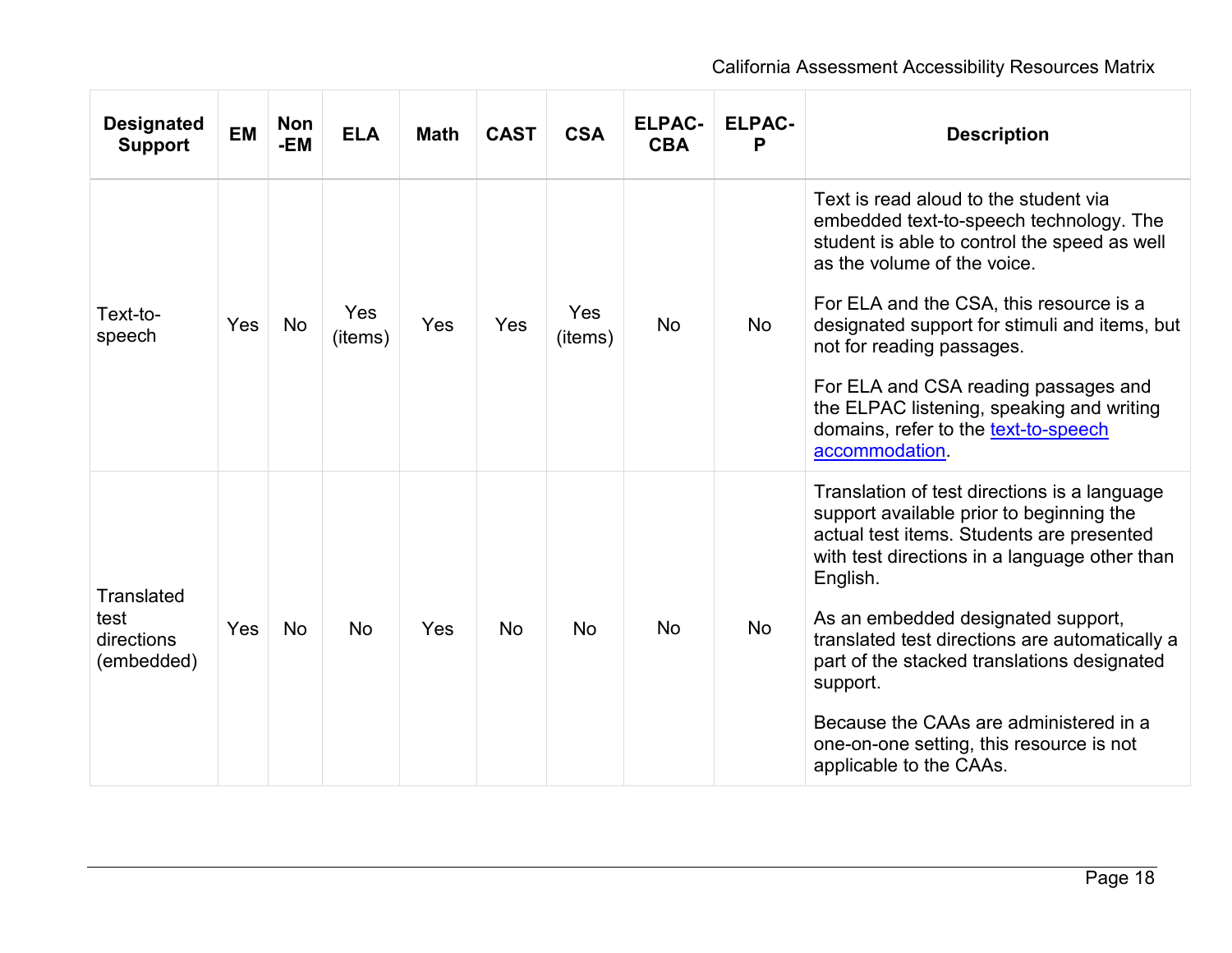| Designated Support | EM | Non-EM | ELA | Math | CAST | CSA | ELPAC-CBA | ELPAC-P | Description |
|---|---|---|---|---|---|---|---|---|---|
| Text-to-speech | Yes | No | Yes (items) | Yes | Yes | Yes (items) | No | No | Text is read aloud to the student via embedded text-to-speech technology. The student is able to control the speed as well as the volume of the voice.<br><br>For ELA and the CSA, this resource is a designated support for stimuli and items, but not for reading passages.<br><br>For ELA and CSA reading passages and the ELPAC listening, speaking and writing domains, refer to the text-to-speech accommodation. |
| Translated test directions (embedded) | Yes | No | No | Yes | No | No | No | No | Translation of test directions is a language support available prior to beginning the actual test items. Students are presented with test directions in a language other than English.<br><br>As an embedded designated support, translated test directions are automatically a part of the stacked translations designated support.<br><br>Because the CAAs are administered in a one-on-one setting, this resource is not applicable to the CAAs. |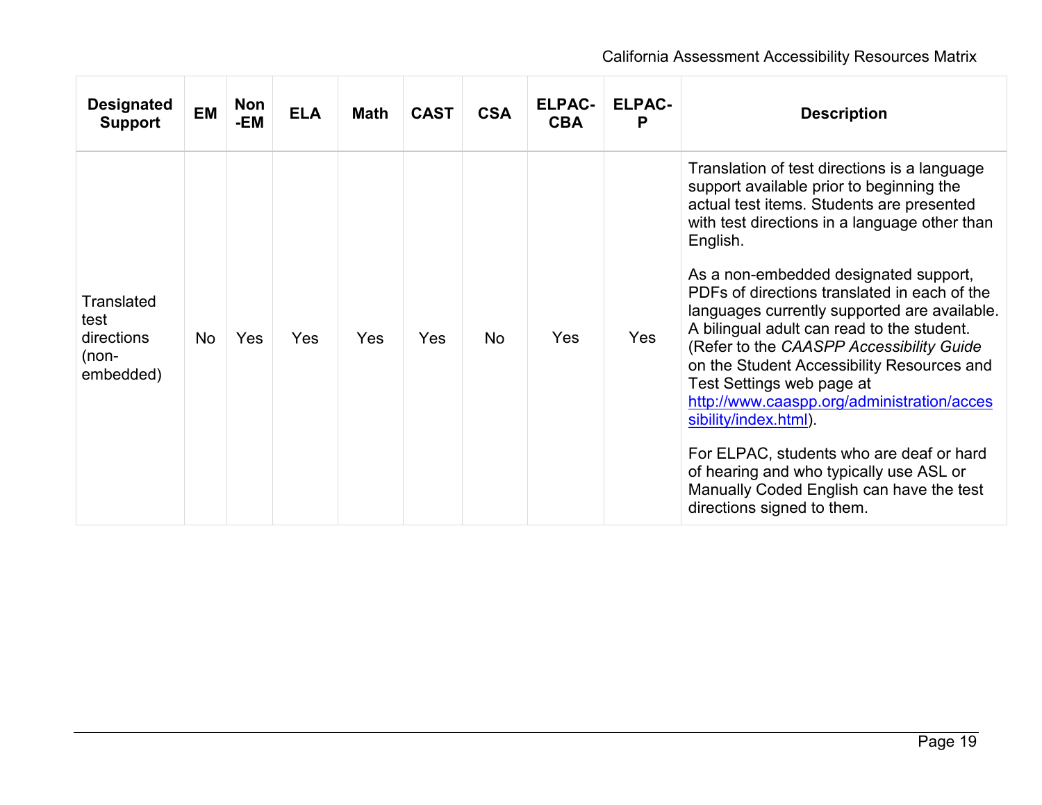| Designated Support | EM | Non-EM | ELA | Math | CAST | CSA | ELPAC-CBA | ELPAC-P | Description |
|---|---|---|---|---|---|---|---|---|---|
| Translated test directions (non-embedded) | No | Yes | Yes | Yes | Yes | No | Yes | Yes | Translation of test directions is a language support available prior to beginning the actual test items. Students are presented with test directions in a language other than English.<br><br>As a non-embedded designated support, PDFs of directions translated in each of the languages currently supported are available. A bilingual adult can read to the student. (Refer to the *CAASPP Accessibility Guide* on the Student Accessibility Resources and Test Settings web page at [http://www.caaspp.org/administration/accessibility/index.html](http://www.caaspp.org/administration/accessibility/index.html)).<br><br>For ELPAC, students who are deaf or hard of hearing and who typically use ASL or Manually Coded English can have the test directions signed to them. |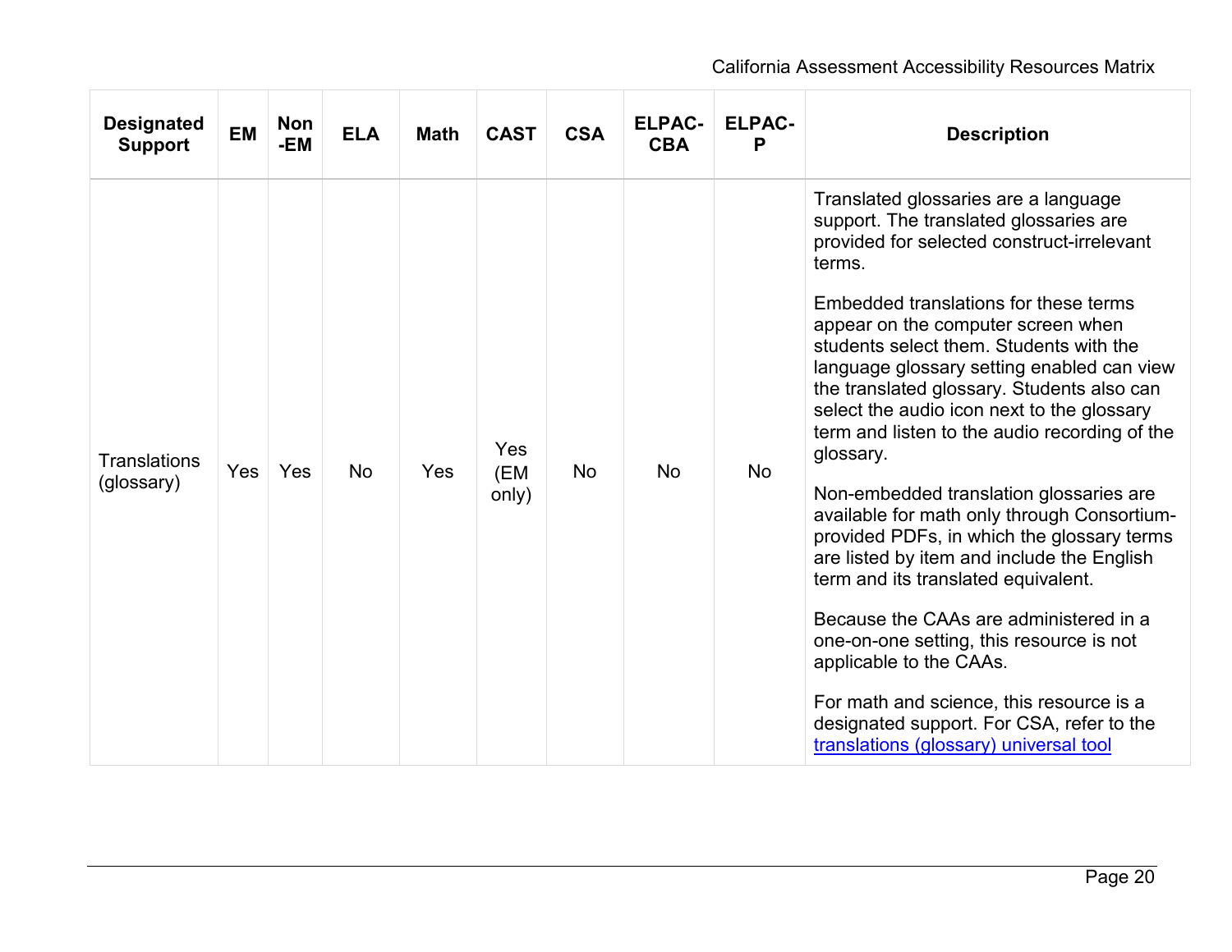| Designated Support | EM | Non-EM | ELA | Math | CAST | CSA | ELPAC-CBA | ELPAC-P | Description |
|---|---|---|---|---|---|---|---|---|---|
| Translations (glossary) | Yes | Yes | No | Yes | Yes (EM only) | No | No | No | Translated glossaries are a language support. The translated glossaries are provided for selected construct-irrelevant terms.<br><br>Embedded translations for these terms appear on the computer screen when students select them. Students with the language glossary setting enabled can view the translated glossary. Students also can select the audio icon next to the glossary term and listen to the audio recording of the glossary.<br><br>Non-embedded translation glossaries are available for math only through Consortium-provided PDFs, in which the glossary terms are listed by item and include the English term and its translated equivalent.<br><br>Because the CAAs are administered in a one-on-one setting, this resource is not applicable to the CAAs.<br><br>For math and science, this resource is a designated support. For CSA, refer to the translations (glossary) universal tool |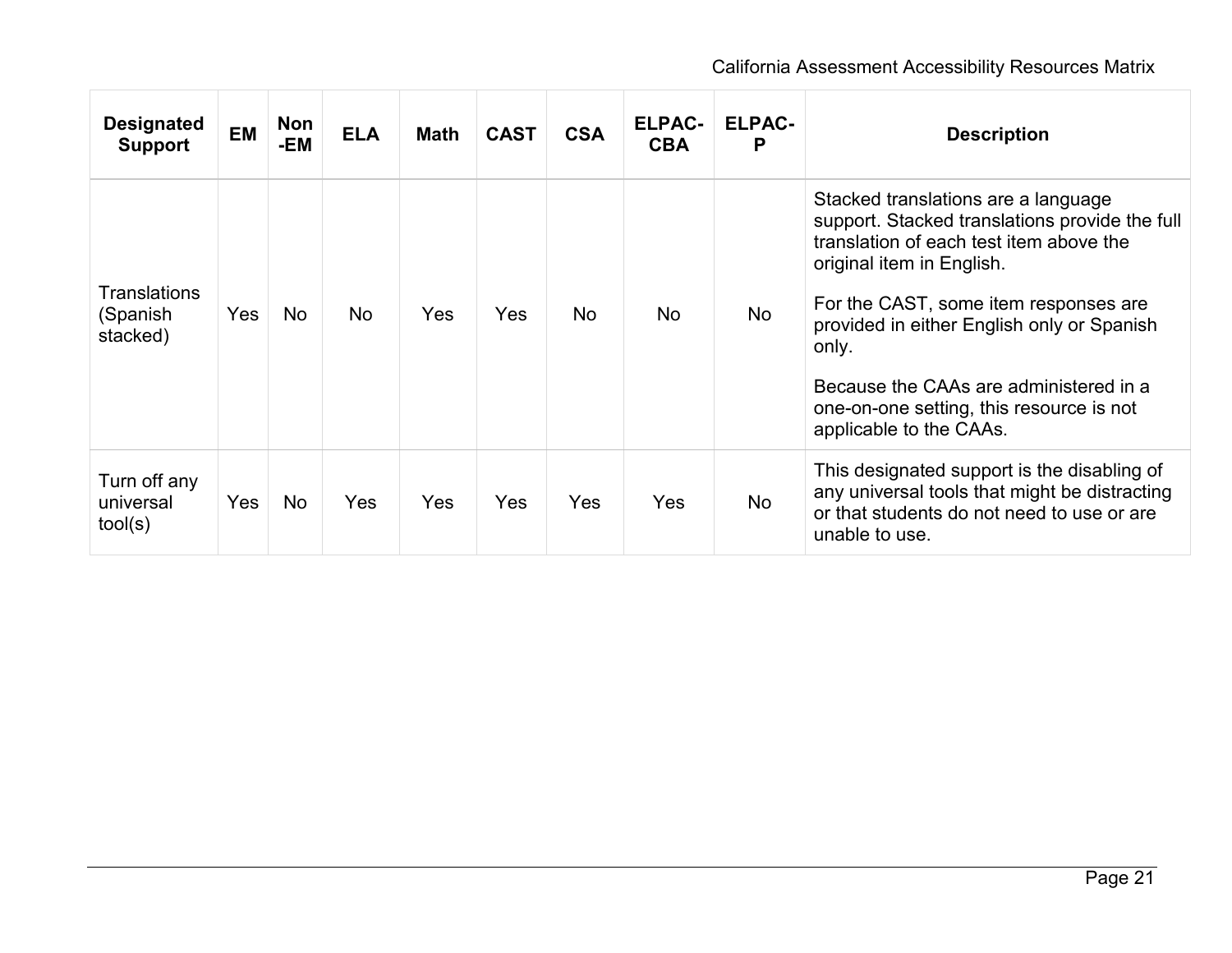| Designated Support | EM | Non-EM | ELA | Math | CAST | CSA | ELPAC-CBA | ELPAC-P | Description |
|---|---|---|---|---|---|---|---|---|---|
| Translations (Spanish stacked) | Yes | No | No | Yes | Yes | No | No | No | Stacked translations are a language support. Stacked translations provide the full translation of each test item above the original item in English.<br><br>For the CAST, some item responses are provided in either English only or Spanish only.<br><br>Because the CAAs are administered in a one-on-one setting, this resource is not applicable to the CAAs. |
| Turn off any universal tool(s) | Yes | No | Yes | Yes | Yes | Yes | Yes | No | This designated support is the disabling of any universal tools that might be distracting or that students do not need to use or are unable to use. |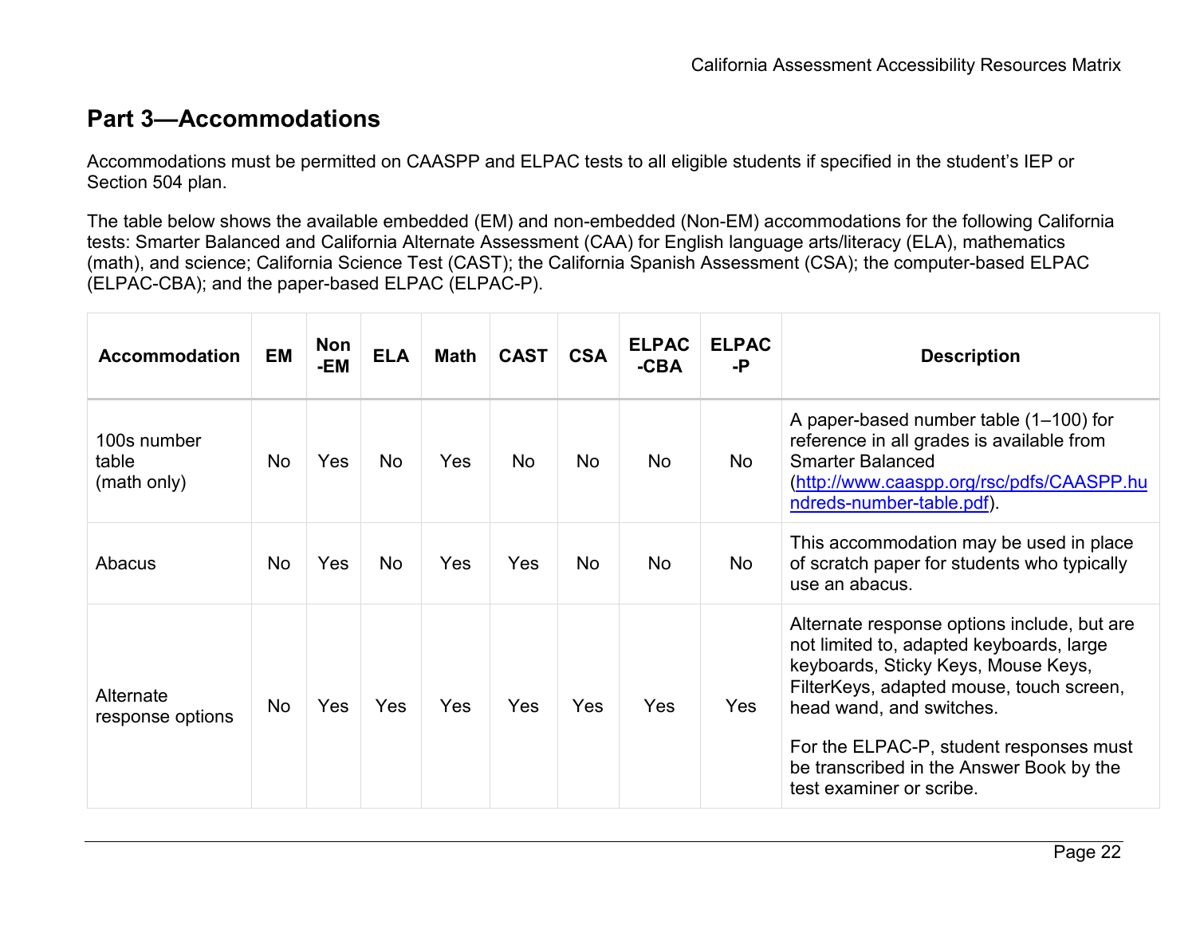## Part 3—Accommodations

Accommodations must be permitted on CAASPP and ELPAC tests to all eligible students if specified in the student's IEP or Section 504 plan.

The table below shows the available embedded (EM) and non-embedded (Non-EM) accommodations for the following California tests: Smarter Balanced and California Alternate Assessment (CAA) for English language arts/literacy (ELA), mathematics (math), and science; California Science Test (CAST); the California Spanish Assessment (CSA); the computer-based ELPAC (ELPAC-CBA); and the paper-based ELPAC (ELPAC-P).

| Accommodation | EM | Non-EM | ELA | Math | CAST | CSA | ELPAC-CBA | ELPAC-P | Description |
|---|---|---|---|---|---|---|---|---|---|
| 100s number table (math only) | No | Yes | No | Yes | No | No | No | No | A paper-based number table (1–100) for reference in all grades is available from Smarter Balanced ([http://www.caaspp.org/rsc/pdfs/CAASPP.hundreds-number-table.pdf](http://www.caaspp.org/rsc/pdfs/CAASPP.hundreds-number-table.pdf)). |
| Abacus | No | Yes | No | Yes | Yes | No | No | No | This accommodation may be used in place of scratch paper for students who typically use an abacus. |
| Alternate response options | No | Yes | Yes | Yes | Yes | Yes | Yes | Yes | Alternate response options include, but are not limited to, adapted keyboards, large keyboards, Sticky Keys, Mouse Keys, FilterKeys, adapted mouse, touch screen, head wand, and switches.<br><br>For the ELPAC-P, student responses must be transcribed in the Answer Book by the test examiner or scribe. |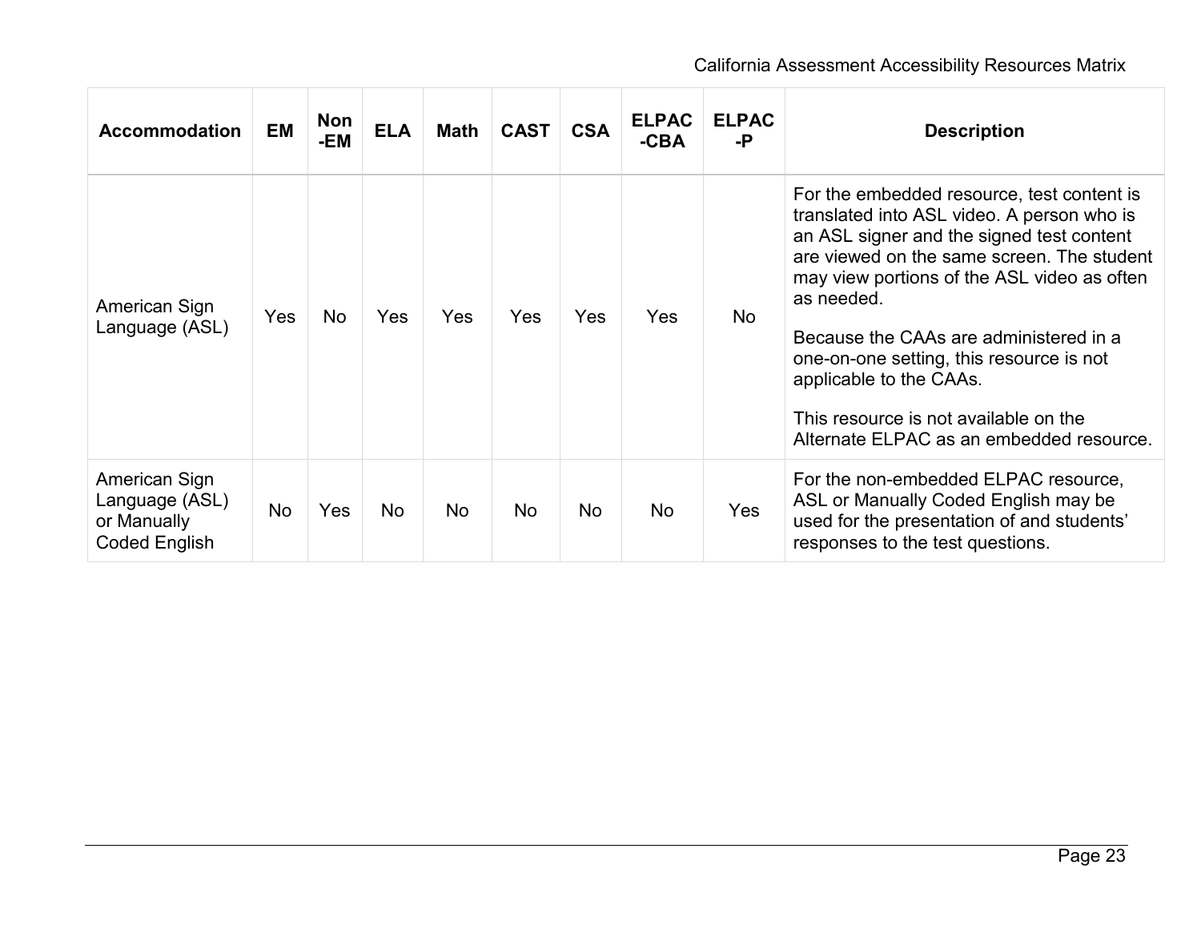| Accommodation | EM | Non-EM | ELA | Math | CAST | CSA | ELPAC-CBA | ELPAC-P | Description |
|---|---|---|---|---|---|---|---|---|---|
| American Sign Language (ASL) | Yes | No | Yes | Yes | Yes | Yes | Yes | No | For the embedded resource, test content is translated into ASL video. A person who is an ASL signer and the signed test content are viewed on the same screen. The student may view portions of the ASL video as often as needed.<br><br>Because the CAAs are administered in a one-on-one setting, this resource is not applicable to the CAAs.<br><br>This resource is not available on the Alternate ELPAC as an embedded resource. |
| American Sign Language (ASL) or Manually Coded English | No | Yes | No | No | No | No | No | Yes | For the non-embedded ELPAC resource, ASL or Manually Coded English may be used for the presentation of and students' responses to the test questions. |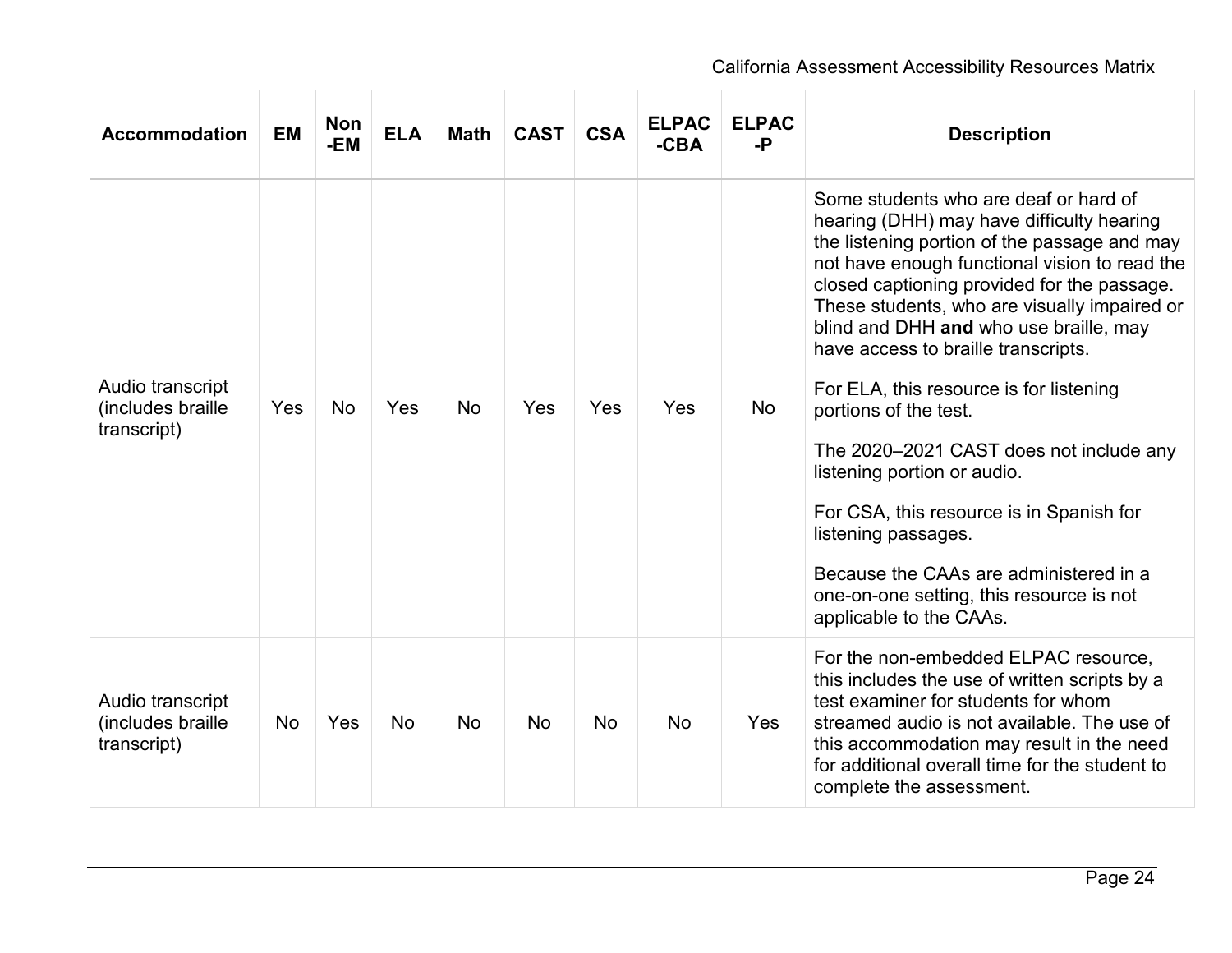| Accommodation | EM | Non-EM | ELA | Math | CAST | CSA | ELPAC-CBA | ELPAC-P | Description |
|---|---|---|---|---|---|---|---|---|---|
| Audio transcript (includes braille transcript) | Yes | No | Yes | No | Yes | Yes | Yes | No | Some students who are deaf or hard of hearing (DHH) may have difficulty hearing the listening portion of the passage and may not have enough functional vision to read the closed captioning provided for the passage. These students, who are visually impaired or blind and DHH **and** who use braille, may have access to braille transcripts.<br><br>For ELA, this resource is for listening portions of the test.<br><br>The 2020–2021 CAST does not include any listening portion or audio.<br><br>For CSA, this resource is in Spanish for listening passages.<br><br>Because the CAAs are administered in a one-on-one setting, this resource is not applicable to the CAAs. |
| Audio transcript (includes braille transcript) | No | Yes | No | No | No | No | No | Yes | For the non-embedded ELPAC resource, this includes the use of written scripts by a test examiner for students for whom streamed audio is not available. The use of this accommodation may result in the need for additional overall time for the student to complete the assessment. |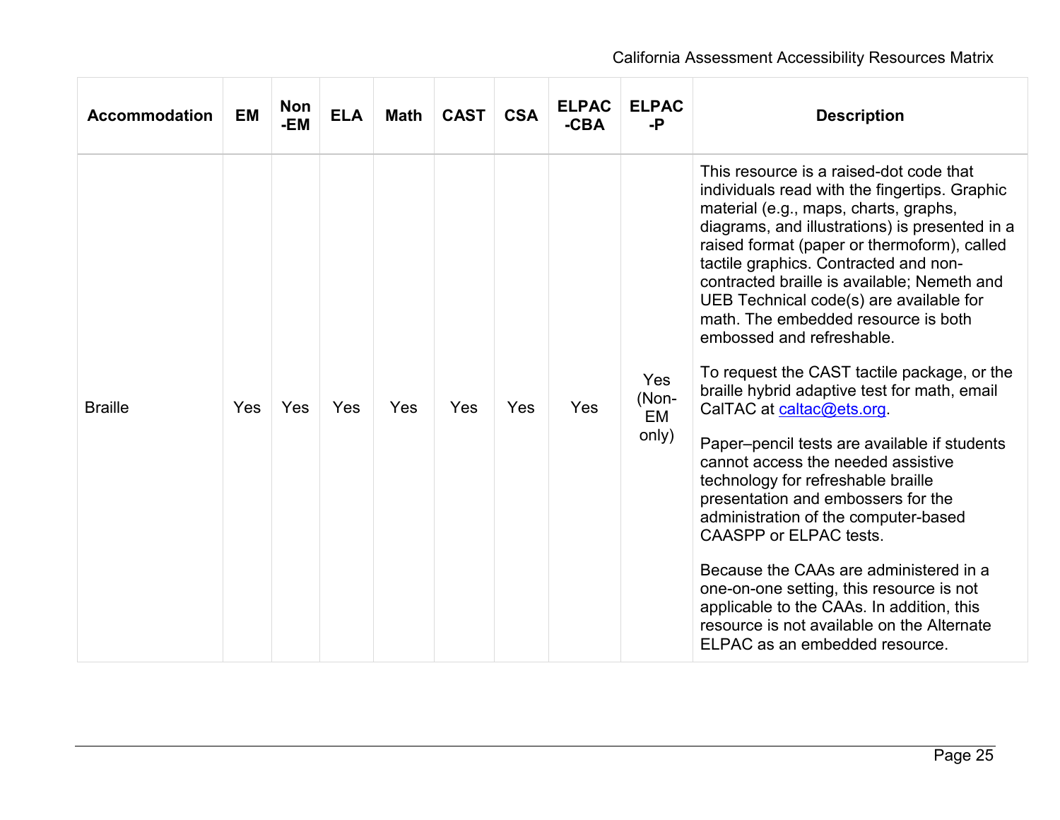| Accommodation | EM | Non-EM | ELA | Math | CAST | CSA | ELPAC-CBA | ELPAC-P | Description |
|---|---|---|---|---|---|---|---|---|---|
| Braille | Yes | Yes | Yes | Yes | Yes | Yes | Yes | Yes (Non-EM only) | This resource is a raised-dot code that individuals read with the fingertips. Graphic material (e.g., maps, charts, graphs, diagrams, and illustrations) is presented in a raised format (paper or thermoform), called tactile graphics. Contracted and non-contracted braille is available; Nemeth and UEB Technical code(s) are available for math. The embedded resource is both embossed and refreshable.<br><br>To request the CAST tactile package, or the braille hybrid adaptive test for math, email CalTAC at [caltac@ets.org](mailto:caltac@ets.org).<br><br>Paper–pencil tests are available if students cannot access the needed assistive technology for refreshable braille presentation and embossers for the administration of the computer-based CAASPP or ELPAC tests.<br><br>Because the CAAs are administered in a one-on-one setting, this resource is not applicable to the CAAs. In addition, this resource is not available on the Alternate ELPAC as an embedded resource. |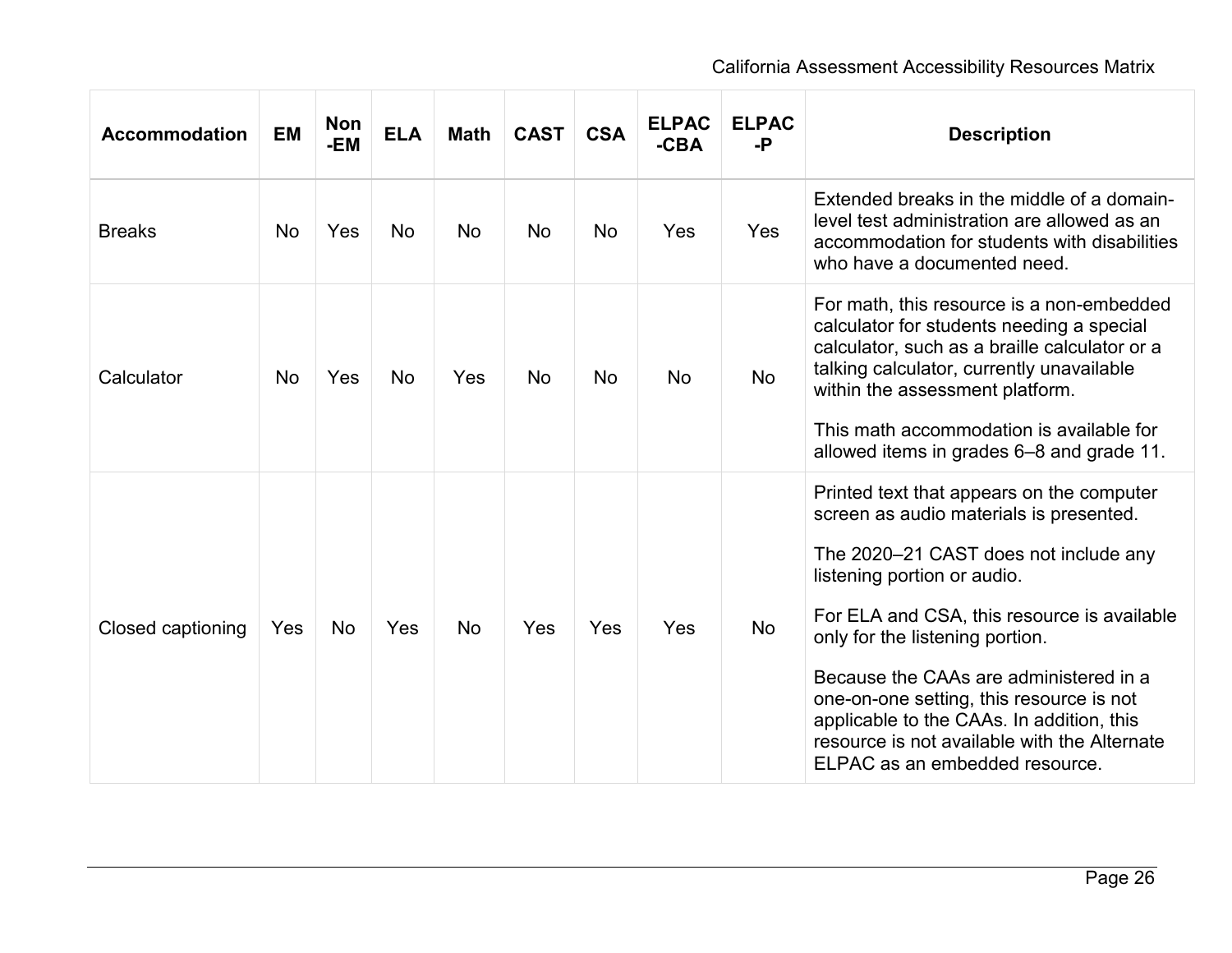| Accommodation | EM | Non-EM | ELA | Math | CAST | CSA | ELPAC-CBA | ELPAC-P | Description |
|---|---|---|---|---|---|---|---|---|---|
| Breaks | No | Yes | No | No | No | No | Yes | Yes | Extended breaks in the middle of a domain-level test administration are allowed as an accommodation for students with disabilities who have a documented need. |
| Calculator | No | Yes | No | Yes | No | No | No | No | For math, this resource is a non-embedded calculator for students needing a special calculator, such as a braille calculator or a talking calculator, currently unavailable within the assessment platform.<br><br>This math accommodation is available for allowed items in grades 6–8 and grade 11. |
| Closed captioning | Yes | No | Yes | No | Yes | Yes | Yes | No | Printed text that appears on the computer screen as audio materials is presented.<br><br>The 2020–21 CAST does not include any listening portion or audio.<br><br>For ELA and CSA, this resource is available only for the listening portion.<br><br>Because the CAAs are administered in a one-on-one setting, this resource is not applicable to the CAAs. In addition, this resource is not available with the Alternate ELPAC as an embedded resource. |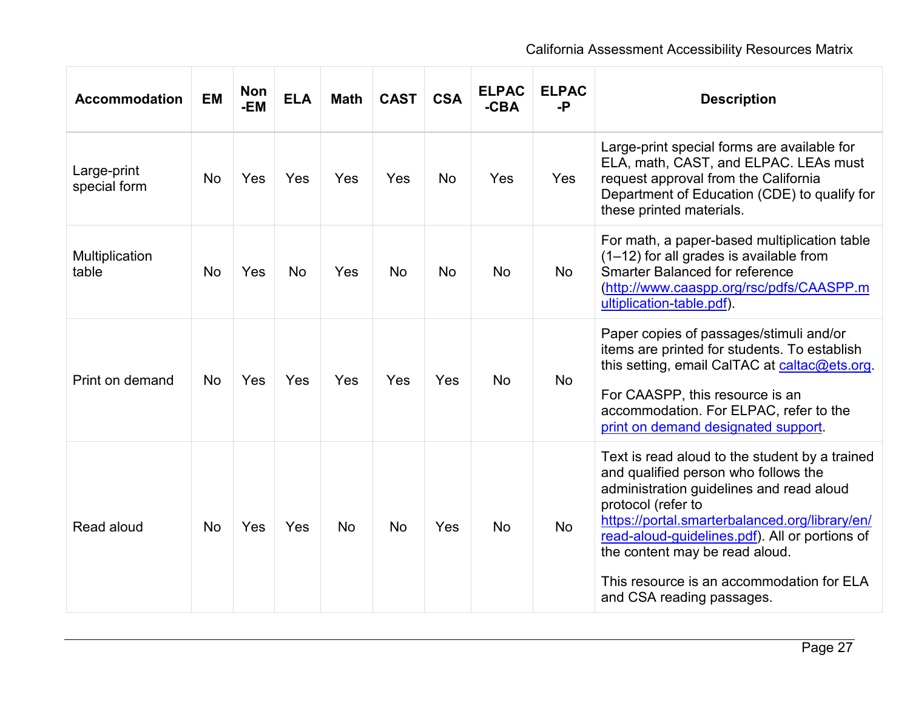| Accommodation | EM | Non-EM | ELA | Math | CAST | CSA | ELPAC-CBA | ELPAC-P | Description |
|---|---|---|---|---|---|---|---|---|---|
| Large-print special form | No | Yes | Yes | Yes | Yes | No | Yes | Yes | Large-print special forms are available for ELA, math, CAST, and ELPAC. LEAs must request approval from the California Department of Education (CDE) to qualify for these printed materials. |
| Multiplication table | No | Yes | No | Yes | No | No | No | No | For math, a paper-based multiplication table (1–12) for all grades is available from Smarter Balanced for reference ([http://www.caaspp.org/rsc/pdfs/CAASPP.multiplication-table.pdf](http://www.caaspp.org/rsc/pdfs/CAASPP.multiplication-table.pdf)). |
| Print on demand | No | Yes | Yes | Yes | Yes | Yes | No | No | Paper copies of passages/stimuli and/or items are printed for students. To establish this setting, email CalTAC at [caltac@ets.org](mailto:caltac@ets.org). For CAASPP, this resource is an accommodation. For ELPAC, refer to the print on demand designated support. |
| Read aloud | No | Yes | Yes | No | No | Yes | No | No | Text is read aloud to the student by a trained and qualified person who follows the administration guidelines and read aloud protocol (refer to [https://portal.smarterbalanced.org/library/en/read-aloud-guidelines.pdf](https://portal.smarterbalanced.org/library/en/read-aloud-guidelines.pdf)). All or portions of the content may be read aloud. This resource is an accommodation for ELA and CSA reading passages. |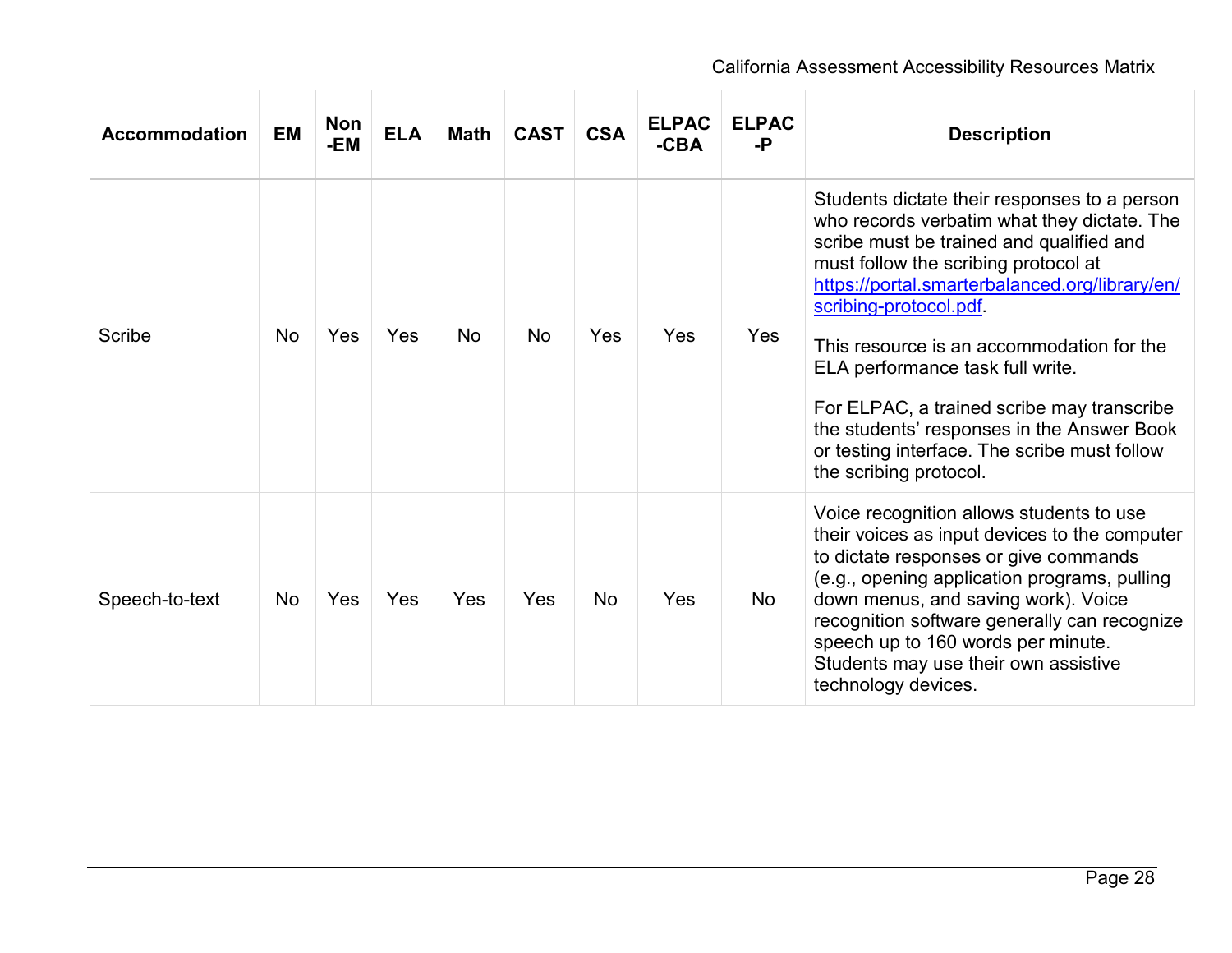| Accommodation | EM | Non-EM | ELA | Math | CAST | CSA | ELPAC-CBA | ELPAC-P | Description |
|---|---|---|---|---|---|---|---|---|---|
| Scribe | No | Yes | Yes | No | No | Yes | Yes | Yes | Students dictate their responses to a person who records verbatim what they dictate. The scribe must be trained and qualified and must follow the scribing protocol at [https://portal.smarterbalanced.org/library/en/scribing-protocol.pdf](https://portal.smarterbalanced.org/library/en/scribing-protocol.pdf). <br><br> This resource is an accommodation for the ELA performance task full write. <br><br> For ELPAC, a trained scribe may transcribe the students' responses in the Answer Book or testing interface. The scribe must follow the scribing protocol. |
| Speech-to-text | No | Yes | Yes | Yes | Yes | No | Yes | No | Voice recognition allows students to use their voices as input devices to the computer to dictate responses or give commands (e.g., opening application programs, pulling down menus, and saving work). Voice recognition software generally can recognize speech up to 160 words per minute. Students may use their own assistive technology devices. |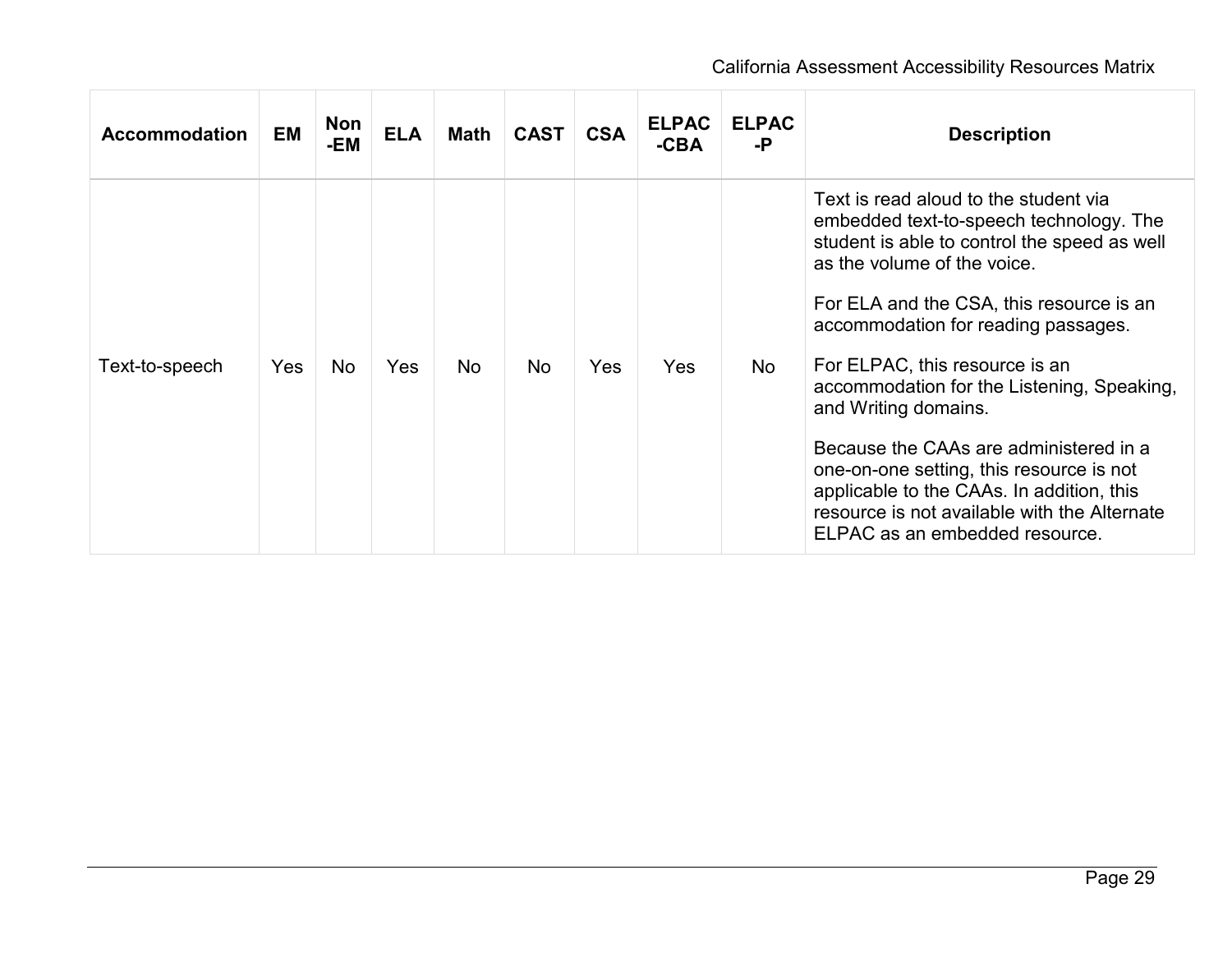| Accommodation | EM | Non-EM | ELA | Math | CAST | CSA | ELPAC-CBA | ELPAC-P | Description |
|---|---|---|---|---|---|---|---|---|---|
| Text-to-speech | Yes | No | Yes | No | No | Yes | Yes | No | Text is read aloud to the student via embedded text-to-speech technology. The student is able to control the speed as well as the volume of the voice.<br><br>For ELA and the CSA, this resource is an accommodation for reading passages.<br><br>For ELPAC, this resource is an accommodation for the Listening, Speaking, and Writing domains.<br><br>Because the CAAs are administered in a one-on-one setting, this resource is not applicable to the CAAs. In addition, this resource is not available with the Alternate ELPAC as an embedded resource. |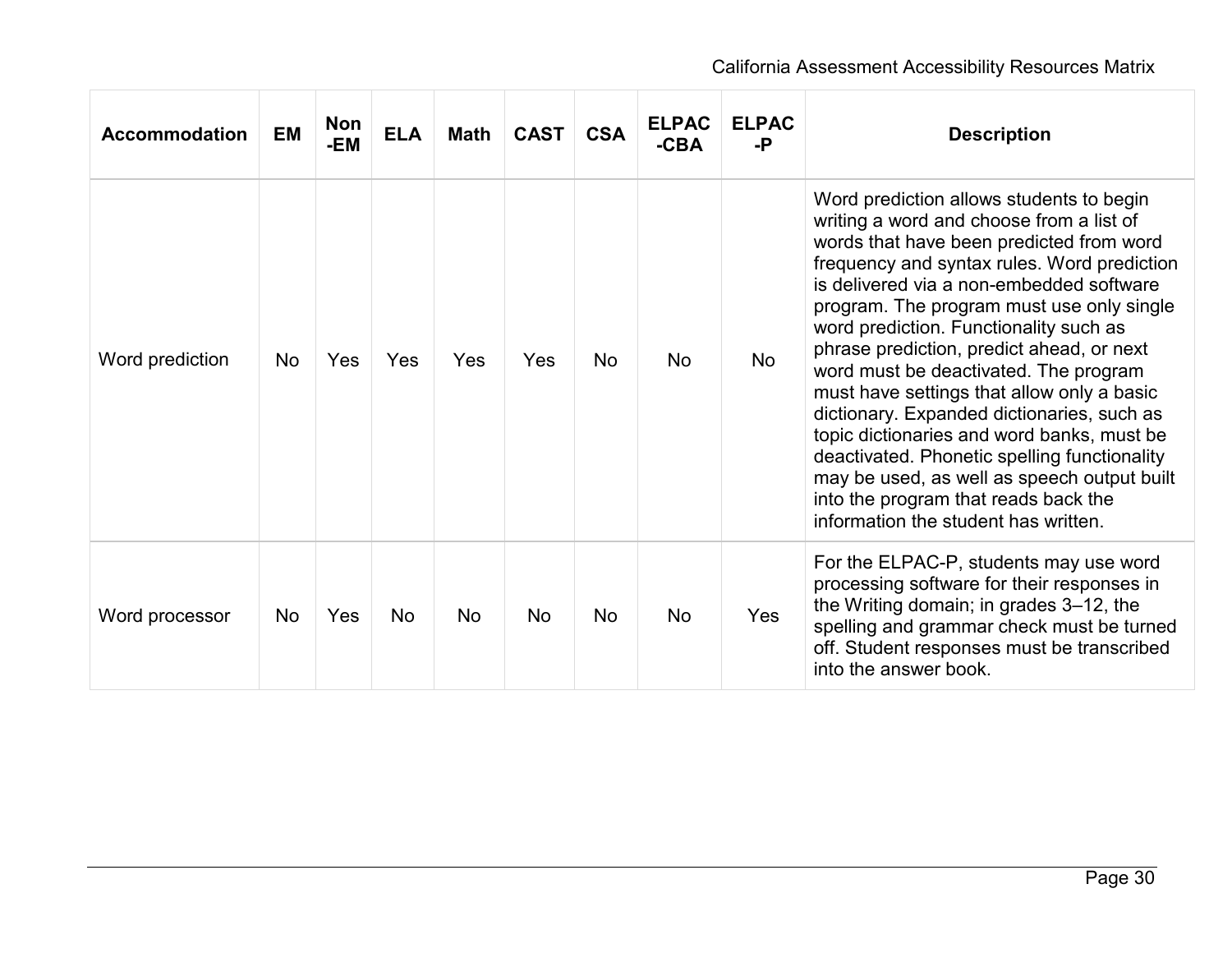| Accommodation | EM | Non-EM | ELA | Math | CAST | CSA | ELPAC-CBA | ELPAC-P | Description |
|---|---|---|---|---|---|---|---|---|---|
| Word prediction | No | Yes | Yes | Yes | Yes | No | No | No | Word prediction allows students to begin writing a word and choose from a list of words that have been predicted from word frequency and syntax rules. Word prediction is delivered via a non-embedded software program. The program must use only single word prediction. Functionality such as phrase prediction, predict ahead, or next word must be deactivated. The program must have settings that allow only a basic dictionary. Expanded dictionaries, such as topic dictionaries and word banks, must be deactivated. Phonetic spelling functionality may be used, as well as speech output built into the program that reads back the information the student has written. |
| Word processor | No | Yes | No | No | No | No | No | Yes | For the ELPAC-P, students may use word processing software for their responses in the Writing domain; in grades 3–12, the spelling and grammar check must be turned off. Student responses must be transcribed into the answer book. |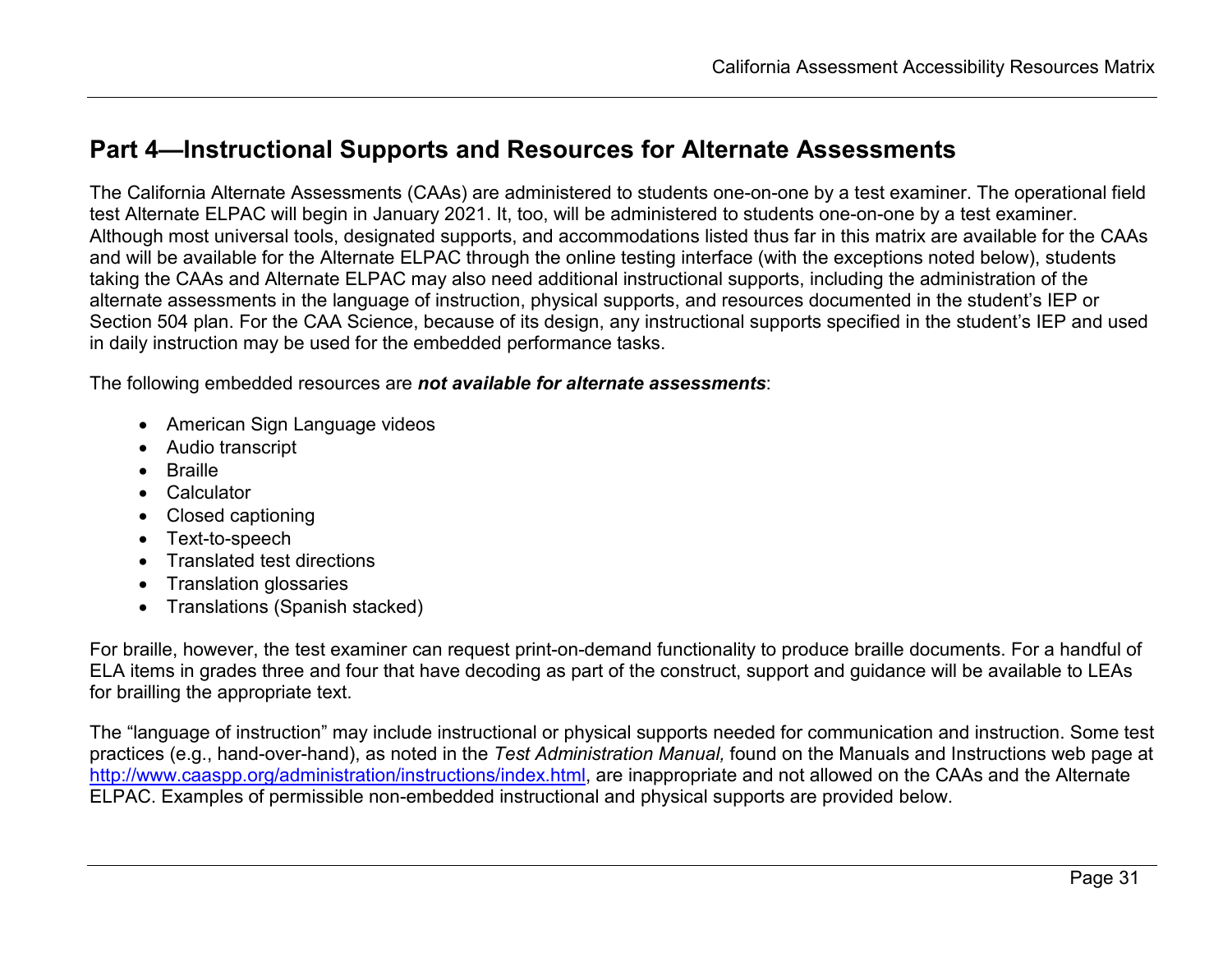## Part 4—Instructional Supports and Resources for Alternate Assessments

The California Alternate Assessments (CAAs) are administered to students one-on-one by a test examiner. The operational field test Alternate ELPAC will begin in January 2021. It, too, will be administered to students one-on-one by a test examiner. Although most universal tools, designated supports, and accommodations listed thus far in this matrix are available for the CAAs and will be available for the Alternate ELPAC through the online testing interface (with the exceptions noted below), students taking the CAAs and Alternate ELPAC may also need additional instructional supports, including the administration of the alternate assessments in the language of instruction, physical supports, and resources documented in the student's IEP or Section 504 plan. For the CAA Science, because of its design, any instructional supports specified in the student's IEP and used in daily instruction may be used for the embedded performance tasks.

The following embedded resources are ***not available for alternate assessments***:

- American Sign Language videos
- Audio transcript
- Braille
- Calculator
- Closed captioning
- Text-to-speech
- Translated test directions
- Translation glossaries
- Translations (Spanish stacked)

For braille, however, the test examiner can request print-on-demand functionality to produce braille documents. For a handful of ELA items in grades three and four that have decoding as part of the construct, support and guidance will be available to LEAs for brailling the appropriate text.

The "language of instruction" may include instructional or physical supports needed for communication and instruction. Some test practices (e.g., hand-over-hand), as noted in the *Test Administration Manual,* found on the Manuals and Instructions web page at [http://www.caaspp.org/administration/instructions/index.html](http://www.caaspp.org/administration/instructions/index.html), are inappropriate and not allowed on the CAAs and the Alternate ELPAC. Examples of permissible non-embedded instructional and physical supports are provided below.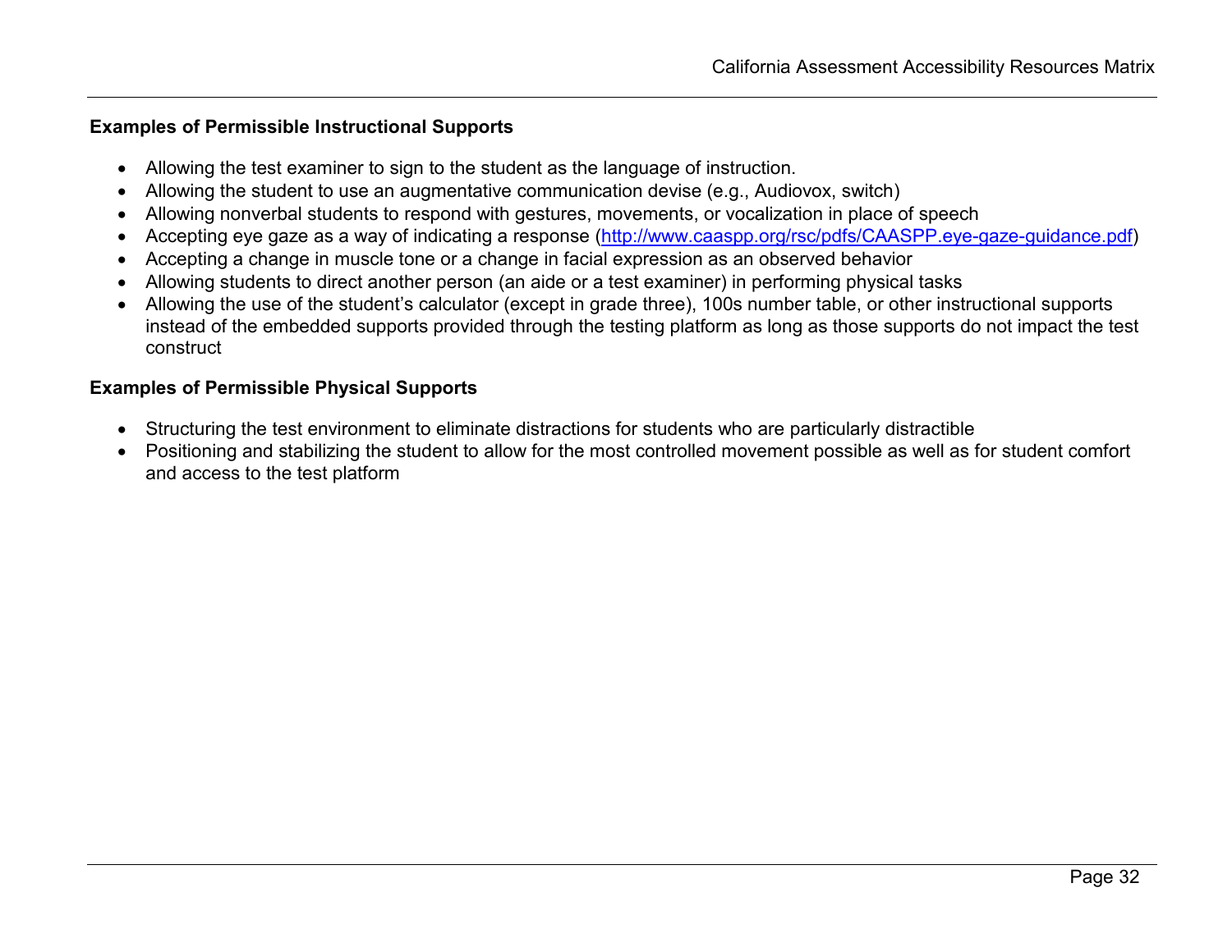**Examples of Permissible Instructional Supports**

- Allowing the test examiner to sign to the student as the language of instruction.
- Allowing the student to use an augmentative communication devise (e.g., Audiovox, switch)
- Allowing nonverbal students to respond with gestures, movements, or vocalization in place of speech
- Accepting eye gaze as a way of indicating a response (http://www.caaspp.org/rsc/pdfs/CAASPP.eye-gaze-guidance.pdf)
- Accepting a change in muscle tone or a change in facial expression as an observed behavior
- Allowing students to direct another person (an aide or a test examiner) in performing physical tasks
- Allowing the use of the student's calculator (except in grade three), 100s number table, or other instructional supports instead of the embedded supports provided through the testing platform as long as those supports do not impact the test construct

**Examples of Permissible Physical Supports**

- Structuring the test environment to eliminate distractions for students who are particularly distractible
- Positioning and stabilizing the student to allow for the most controlled movement possible as well as for student comfort and access to the test platform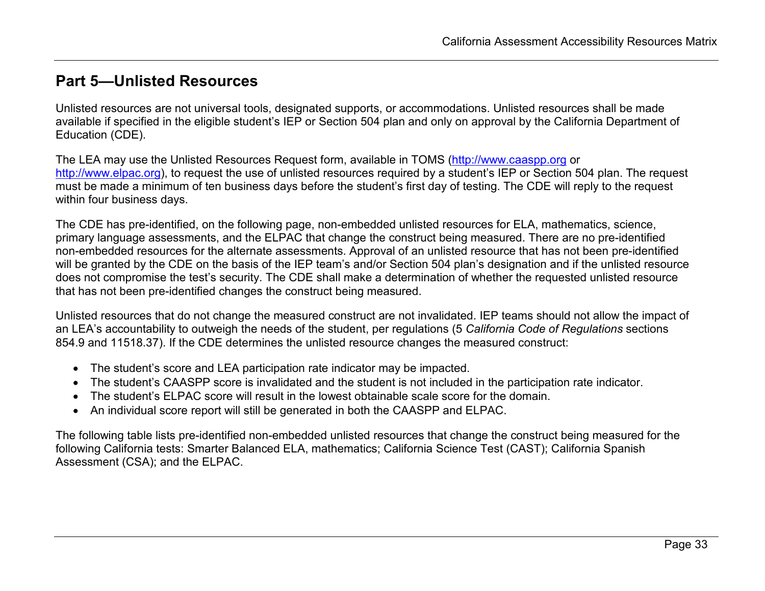## Part 5—Unlisted Resources

Unlisted resources are not universal tools, designated supports, or accommodations. Unlisted resources shall be made available if specified in the eligible student's IEP or Section 504 plan and only on approval by the California Department of Education (CDE).

The LEA may use the Unlisted Resources Request form, available in TOMS (http://www.caaspp.org or http://www.elpac.org), to request the use of unlisted resources required by a student's IEP or Section 504 plan. The request must be made a minimum of ten business days before the student's first day of testing. The CDE will reply to the request within four business days.

The CDE has pre-identified, on the following page, non-embedded unlisted resources for ELA, mathematics, science, primary language assessments, and the ELPAC that change the construct being measured. There are no pre-identified non-embedded resources for the alternate assessments. Approval of an unlisted resource that has not been pre-identified will be granted by the CDE on the basis of the IEP team's and/or Section 504 plan's designation and if the unlisted resource does not compromise the test's security. The CDE shall make a determination of whether the requested unlisted resource that has not been pre-identified changes the construct being measured.

Unlisted resources that do not change the measured construct are not invalidated. IEP teams should not allow the impact of an LEA's accountability to outweigh the needs of the student, per regulations (5 *California Code of Regulations* sections 854.9 and 11518.37). If the CDE determines the unlisted resource changes the measured construct:

- The student's score and LEA participation rate indicator may be impacted.
- The student's CAASPP score is invalidated and the student is not included in the participation rate indicator.
- The student's ELPAC score will result in the lowest obtainable scale score for the domain.
- An individual score report will still be generated in both the CAASPP and ELPAC.

The following table lists pre-identified non-embedded unlisted resources that change the construct being measured for the following California tests: Smarter Balanced ELA, mathematics; California Science Test (CAST); California Spanish Assessment (CSA); and the ELPAC.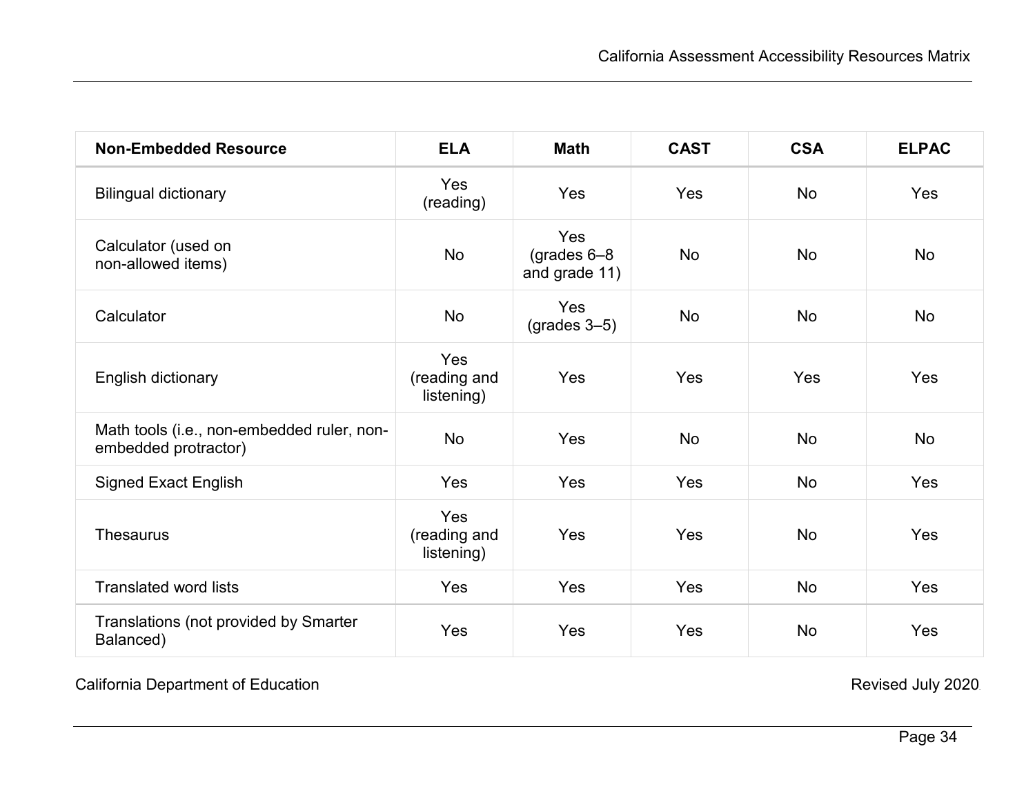| Non-Embedded Resource | ELA | Math | CAST | CSA | ELPAC |
|---|---|---|---|---|---|
| Bilingual dictionary | Yes (reading) | Yes | Yes | No | Yes |
| Calculator (used on non-allowed items) | No | Yes (grades 6–8 and grade 11) | No | No | No |
| Calculator | No | Yes (grades 3–5) | No | No | No |
| English dictionary | Yes (reading and listening) | Yes | Yes | Yes | Yes |
| Math tools (i.e., non-embedded ruler, non-embedded protractor) | No | Yes | No | No | No |
| Signed Exact English | Yes | Yes | Yes | No | Yes |
| Thesaurus | Yes (reading and listening) | Yes | Yes | No | Yes |
| Translated word lists | Yes | Yes | Yes | No | Yes |
| Translations (not provided by Smarter Balanced) | Yes | Yes | Yes | No | Yes |